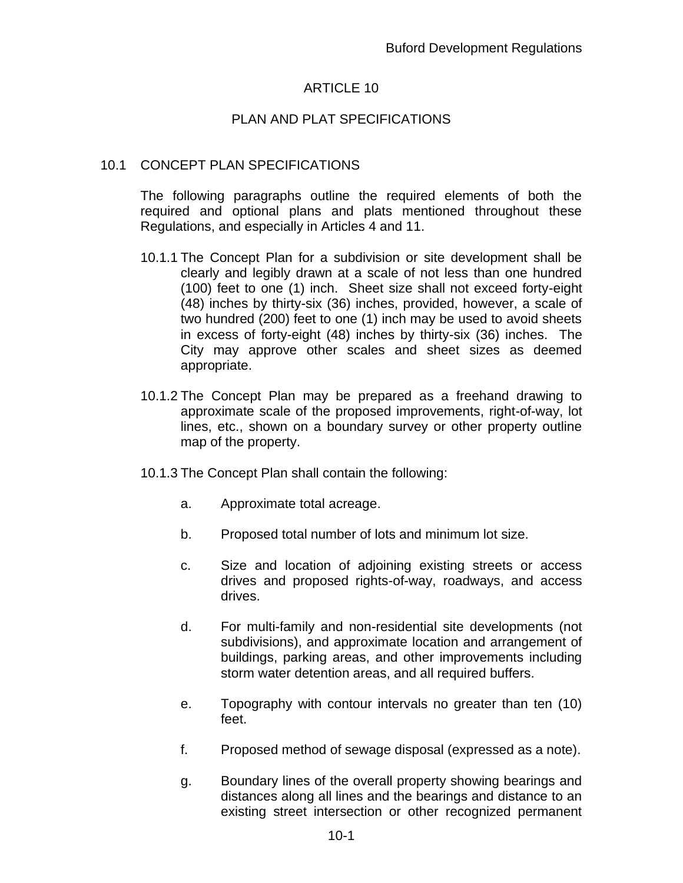# ARTICLE 10

## PLAN AND PLAT SPECIFICATIONS

### 10.1 CONCEPT PLAN SPECIFICATIONS

The following paragraphs outline the required elements of both the required and optional plans and plats mentioned throughout these Regulations, and especially in Articles 4 and 11.

10.1.1 The Concept Plan for a subdivision or site development shall be clearly and legibly drawn at a scale of not less than one hundred (100) feet to one (1) inch. Sheet size shall not exceed forty-eight (48) inches by thirty-six (36) inches, provided, however, a scale of two hundred (200) feet to one (1) inch may be used to avoid sheets in excess of forty-eight (48) inches by thirty-six (36) inches. The City may approve other scales and sheet sizes as deemed appropriate.

10.1.2 The Concept Plan may be prepared as a freehand drawing to approximate scale of the proposed improvements, right-of-way, lot lines, etc., shown on a boundary survey or other property outline map of the property.

10.1.3 The Concept Plan shall contain the following:

a. Approximate total acreage.

b. Proposed total number of lots and minimum lot size.

c. Size and location of adjoining existing streets or access drives and proposed rights-of-way, roadways, and access drives.

d. For multi-family and non-residential site developments (not subdivisions), and approximate location and arrangement of buildings, parking areas, and other improvements including storm water detention areas, and all required buffers.

e. Topography with contour intervals no greater than ten (10) feet.

f. Proposed method of sewage disposal (expressed as a note).

g. Boundary lines of the overall property showing bearings and distances along all lines and the bearings and distance to an existing street intersection or other recognized permanent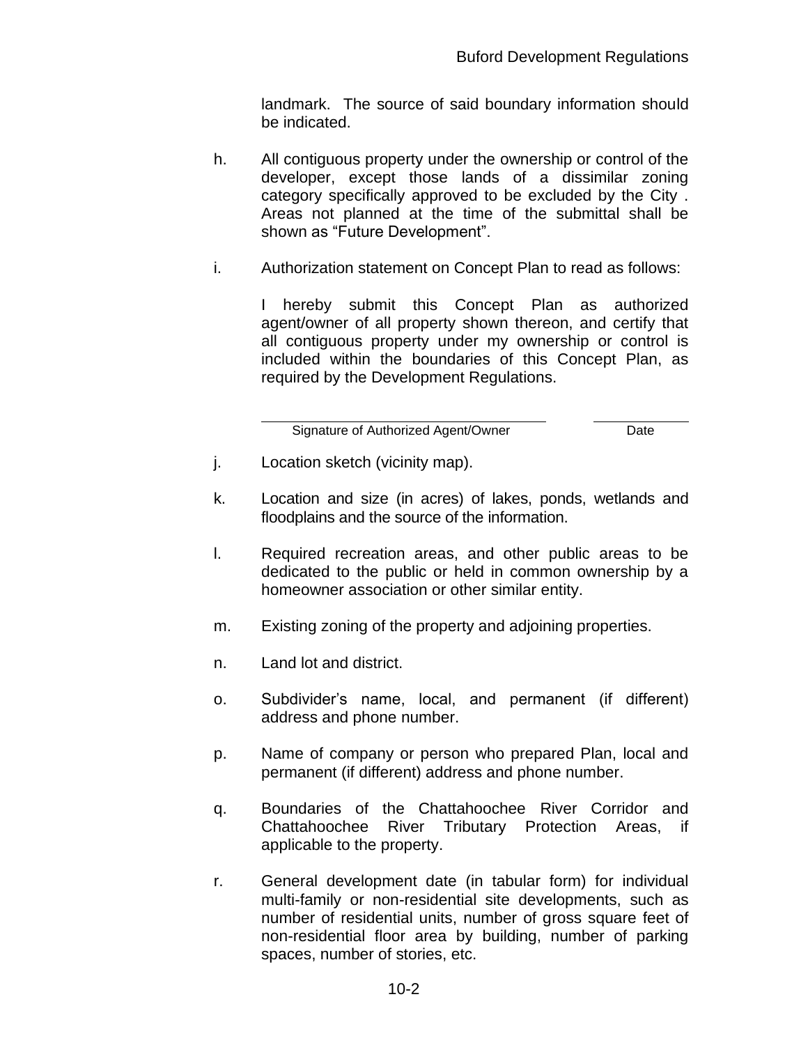landmark. The source of said boundary information should be indicated.

h. All contiguous property under the ownership or control of the developer, except those lands of a dissimilar zoning category specifically approved to be excluded by the City . Areas not planned at the time of the submittal shall be shown as "Future Development".

i. Authorization statement on Concept Plan to read as follows:

   I hereby submit this Concept Plan as authorized agent/owner of all property shown thereon, and certify that all contiguous property under my ownership or control is included within the boundaries of this Concept Plan, as required by the Development Regulations.

   ______________________________ ____________
   Signature of Authorized Agent/Owner Date

j. Location sketch (vicinity map).

k. Location and size (in acres) of lakes, ponds, wetlands and floodplains and the source of the information.

l. Required recreation areas, and other public areas to be dedicated to the public or held in common ownership by a homeowner association or other similar entity.

m. Existing zoning of the property and adjoining properties.

n. Land lot and district.

o. Subdivider's name, local, and permanent (if different) address and phone number.

p. Name of company or person who prepared Plan, local and permanent (if different) address and phone number.

q. Boundaries of the Chattahoochee River Corridor and Chattahoochee River Tributary Protection Areas, if applicable to the property.

r. General development date (in tabular form) for individual multi-family or non-residential site developments, such as number of residential units, number of gross square feet of non-residential floor area by building, number of parking spaces, number of stories, etc.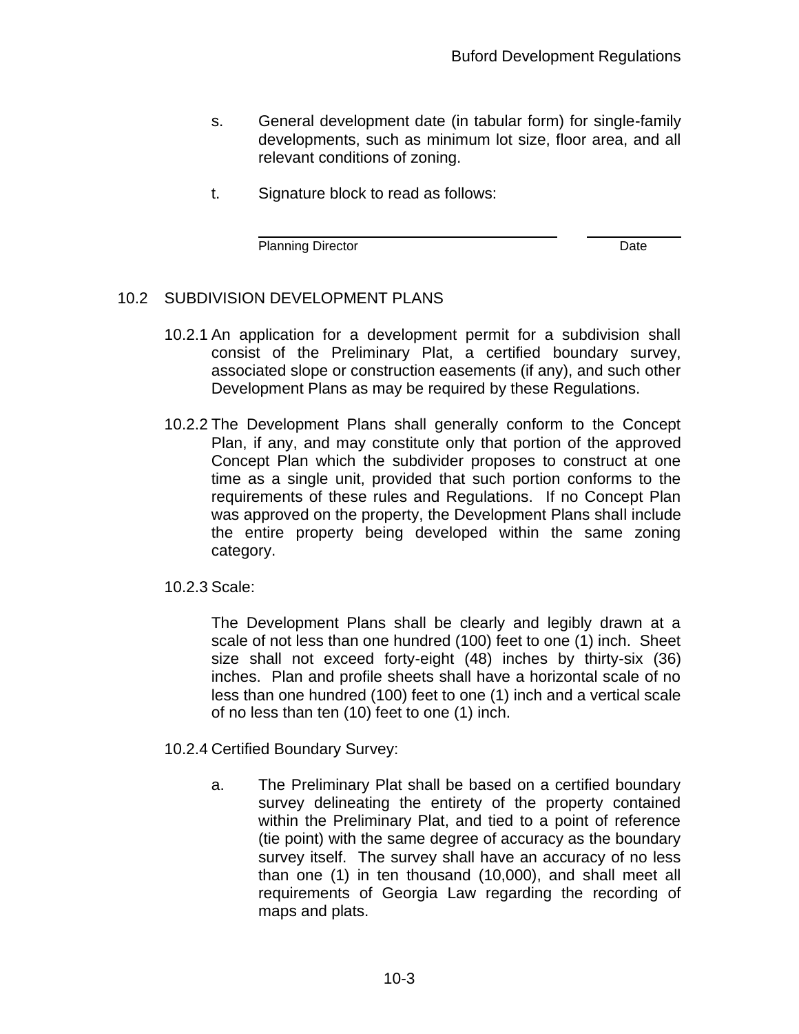s. General development date (in tabular form) for single-family developments, such as minimum lot size, floor area, and all relevant conditions of zoning.

t. Signature block to read as follows:

| Planning Director | Date |
|---|---|

## 10.2 SUBDIVISION DEVELOPMENT PLANS

10.2.1 An application for a development permit for a subdivision shall consist of the Preliminary Plat, a certified boundary survey, associated slope or construction easements (if any), and such other Development Plans as may be required by these Regulations.

10.2.2 The Development Plans shall generally conform to the Concept Plan, if any, and may constitute only that portion of the approved Concept Plan which the subdivider proposes to construct at one time as a single unit, provided that such portion conforms to the requirements of these rules and Regulations. If no Concept Plan was approved on the property, the Development Plans shall include the entire property being developed within the same zoning category.

10.2.3 Scale:

The Development Plans shall be clearly and legibly drawn at a scale of not less than one hundred (100) feet to one (1) inch. Sheet size shall not exceed forty-eight (48) inches by thirty-six (36) inches. Plan and profile sheets shall have a horizontal scale of no less than one hundred (100) feet to one (1) inch and a vertical scale of no less than ten (10) feet to one (1) inch.

10.2.4 Certified Boundary Survey:

a. The Preliminary Plat shall be based on a certified boundary survey delineating the entirety of the property contained within the Preliminary Plat, and tied to a point of reference (tie point) with the same degree of accuracy as the boundary survey itself. The survey shall have an accuracy of no less than one (1) in ten thousand (10,000), and shall meet all requirements of Georgia Law regarding the recording of maps and plats.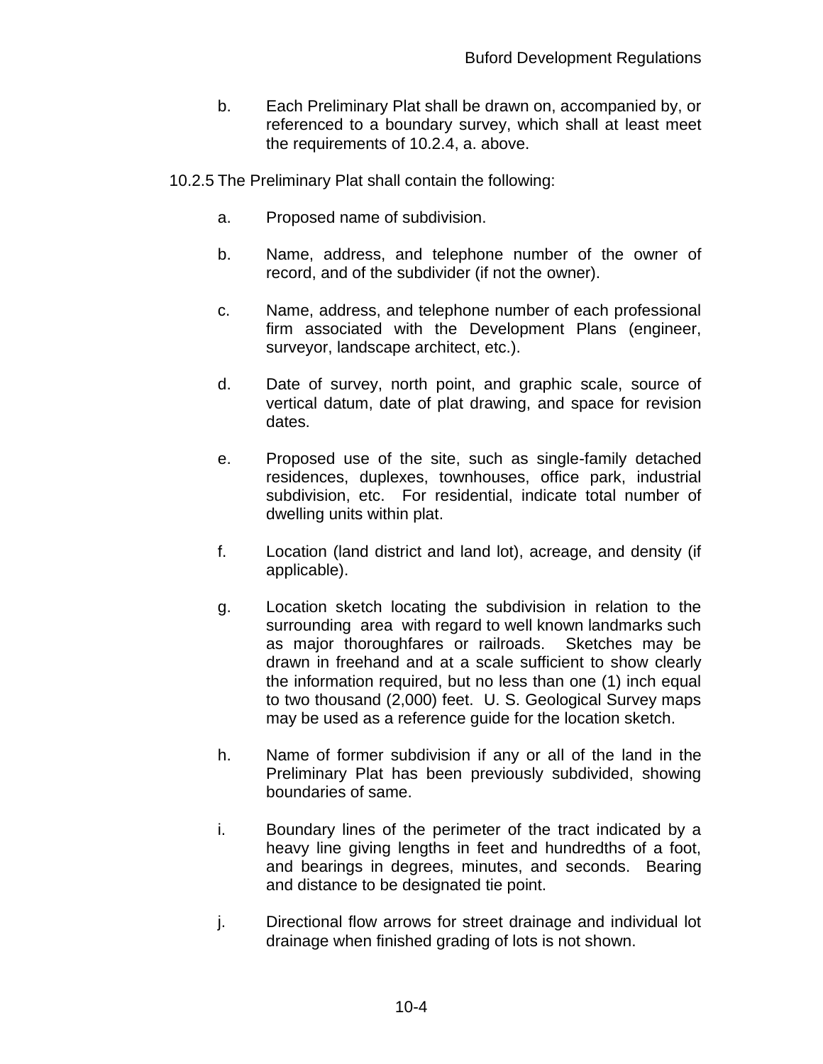b. Each Preliminary Plat shall be drawn on, accompanied by, or referenced to a boundary survey, which shall at least meet the requirements of 10.2.4, a. above.

10.2.5 The Preliminary Plat shall contain the following:

a. Proposed name of subdivision.

b. Name, address, and telephone number of the owner of record, and of the subdivider (if not the owner).

c. Name, address, and telephone number of each professional firm associated with the Development Plans (engineer, surveyor, landscape architect, etc.).

d. Date of survey, north point, and graphic scale, source of vertical datum, date of plat drawing, and space for revision dates.

e. Proposed use of the site, such as single-family detached residences, duplexes, townhouses, office park, industrial subdivision, etc. For residential, indicate total number of dwelling units within plat.

f. Location (land district and land lot), acreage, and density (if applicable).

g. Location sketch locating the subdivision in relation to the surrounding area with regard to well known landmarks such as major thoroughfares or railroads. Sketches may be drawn in freehand and at a scale sufficient to show clearly the information required, but no less than one (1) inch equal to two thousand (2,000) feet. U. S. Geological Survey maps may be used as a reference guide for the location sketch.

h. Name of former subdivision if any or all of the land in the Preliminary Plat has been previously subdivided, showing boundaries of same.

i. Boundary lines of the perimeter of the tract indicated by a heavy line giving lengths in feet and hundredths of a foot, and bearings in degrees, minutes, and seconds. Bearing and distance to be designated tie point.

j. Directional flow arrows for street drainage and individual lot drainage when finished grading of lots is not shown.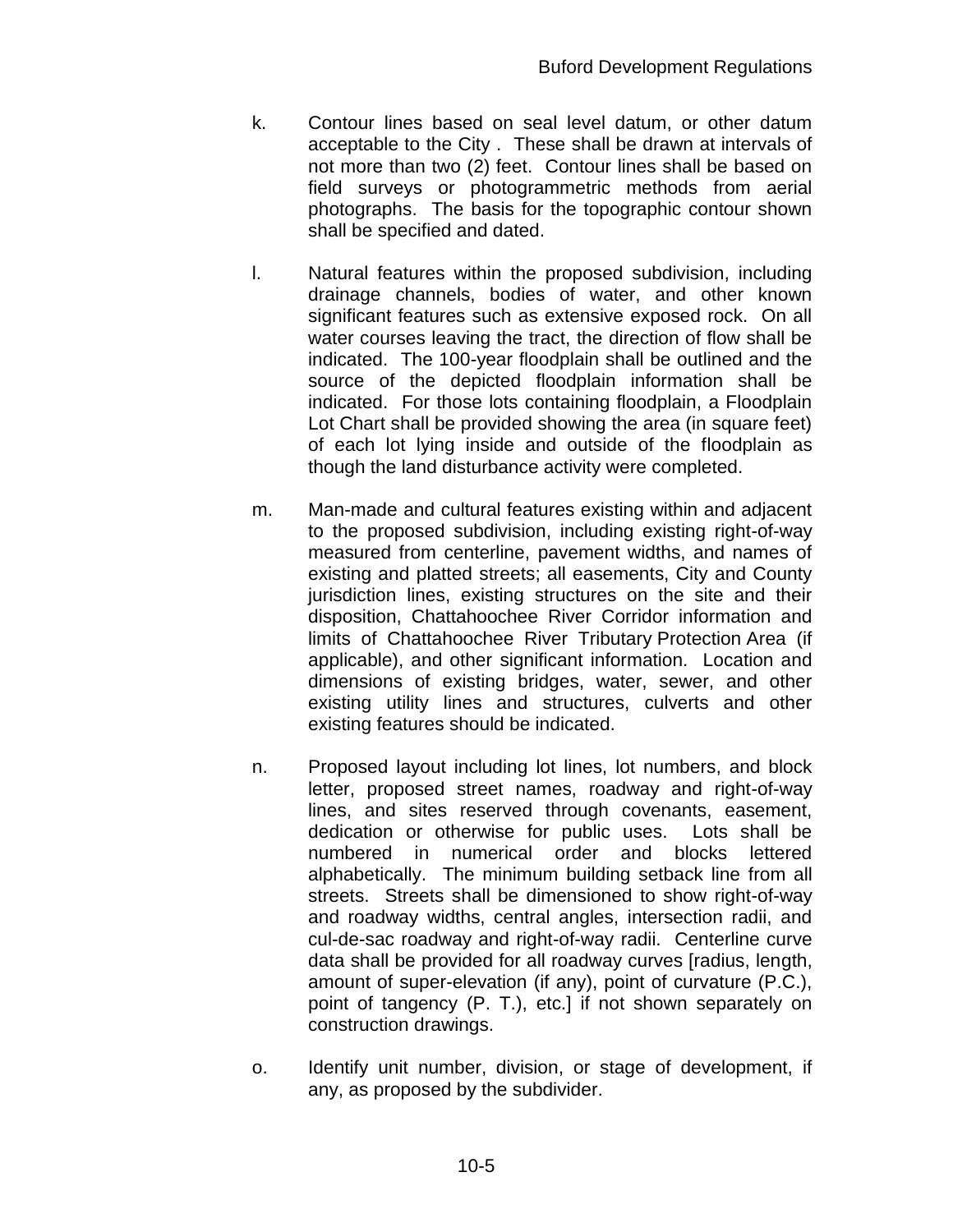k. Contour lines based on seal level datum, or other datum acceptable to the City . These shall be drawn at intervals of not more than two (2) feet. Contour lines shall be based on field surveys or photogrammetric methods from aerial photographs. The basis for the topographic contour shown shall be specified and dated.

l. Natural features within the proposed subdivision, including drainage channels, bodies of water, and other known significant features such as extensive exposed rock. On all water courses leaving the tract, the direction of flow shall be indicated. The 100-year floodplain shall be outlined and the source of the depicted floodplain information shall be indicated. For those lots containing floodplain, a Floodplain Lot Chart shall be provided showing the area (in square feet) of each lot lying inside and outside of the floodplain as though the land disturbance activity were completed.

m. Man-made and cultural features existing within and adjacent to the proposed subdivision, including existing right-of-way measured from centerline, pavement widths, and names of existing and platted streets; all easements, City and County jurisdiction lines, existing structures on the site and their disposition, Chattahoochee River Corridor information and limits of Chattahoochee River Tributary Protection Area (if applicable), and other significant information. Location and dimensions of existing bridges, water, sewer, and other existing utility lines and structures, culverts and other existing features should be indicated.

n. Proposed layout including lot lines, lot numbers, and block letter, proposed street names, roadway and right-of-way lines, and sites reserved through covenants, easement, dedication or otherwise for public uses. Lots shall be numbered in numerical order and blocks lettered alphabetically. The minimum building setback line from all streets. Streets shall be dimensioned to show right-of-way and roadway widths, central angles, intersection radii, and cul-de-sac roadway and right-of-way radii. Centerline curve data shall be provided for all roadway curves [radius, length, amount of super-elevation (if any), point of curvature (P.C.), point of tangency (P. T.), etc.] if not shown separately on construction drawings.

o. Identify unit number, division, or stage of development, if any, as proposed by the subdivider.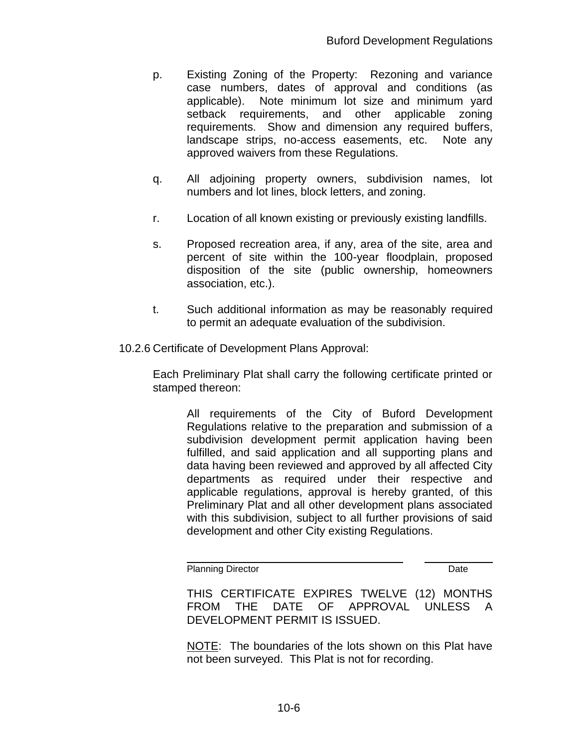p. Existing Zoning of the Property: Rezoning and variance case numbers, dates of approval and conditions (as applicable). Note minimum lot size and minimum yard setback requirements, and other applicable zoning requirements. Show and dimension any required buffers, landscape strips, no-access easements, etc. Note any approved waivers from these Regulations.

q. All adjoining property owners, subdivision names, lot numbers and lot lines, block letters, and zoning.

r. Location of all known existing or previously existing landfills.

s. Proposed recreation area, if any, area of the site, area and percent of site within the 100-year floodplain, proposed disposition of the site (public ownership, homeowners association, etc.).

t. Such additional information as may be reasonably required to permit an adequate evaluation of the subdivision.

10.2.6 Certificate of Development Plans Approval:

Each Preliminary Plat shall carry the following certificate printed or stamped thereon:

> All requirements of the City of Buford Development Regulations relative to the preparation and submission of a subdivision development permit application having been fulfilled, and said application and all supporting plans and data having been reviewed and approved by all affected City departments as required under their respective and applicable regulations, approval is hereby granted, of this Preliminary Plat and all other development plans associated with this subdivision, subject to all further provisions of said development and other City existing Regulations.
>
> \_\_\_\_\_\_\_\_\_\_\_\_\_\_\_\_\_\_\_\_\_\_\_\_\_\_\_\_\_\_\_\_\_\_\_\_ \_\_\_\_\_\_\_\_\_\_\_\_
> Planning Director Date
>
> THIS CERTIFICATE EXPIRES TWELVE (12) MONTHS FROM THE DATE OF APPROVAL UNLESS A DEVELOPMENT PERMIT IS ISSUED.
>
> <u>NOTE</u>: The boundaries of the lots shown on this Plat have not been surveyed. This Plat is not for recording.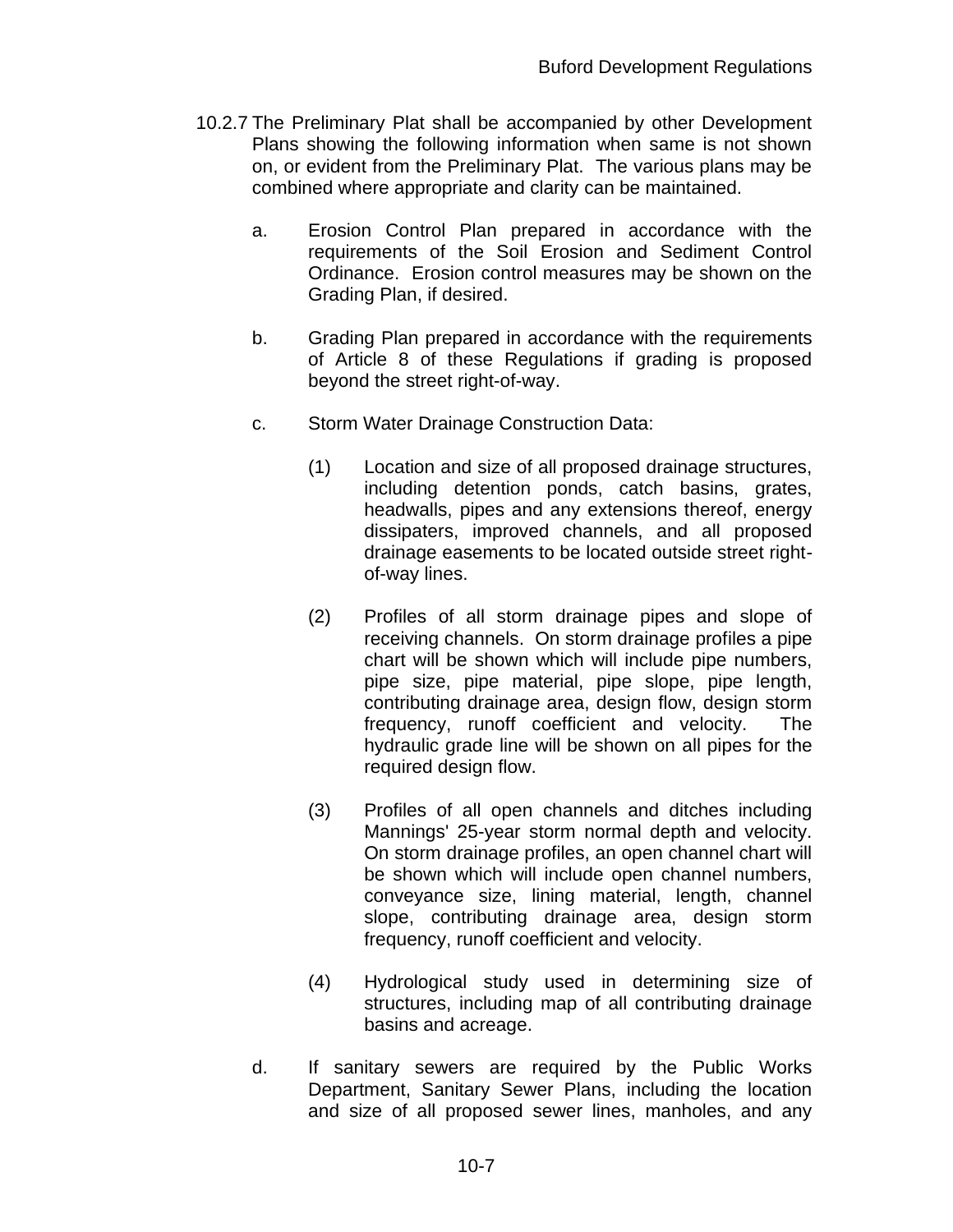10.2.7 The Preliminary Plat shall be accompanied by other Development Plans showing the following information when same is not shown on, or evident from the Preliminary Plat. The various plans may be combined where appropriate and clarity can be maintained.

a. Erosion Control Plan prepared in accordance with the requirements of the Soil Erosion and Sediment Control Ordinance. Erosion control measures may be shown on the Grading Plan, if desired.

b. Grading Plan prepared in accordance with the requirements of Article 8 of these Regulations if grading is proposed beyond the street right-of-way.

c. Storm Water Drainage Construction Data:

   (1) Location and size of all proposed drainage structures, including detention ponds, catch basins, grates, headwalls, pipes and any extensions thereof, energy dissipaters, improved channels, and all proposed drainage easements to be located outside street right-of-way lines.

   (2) Profiles of all storm drainage pipes and slope of receiving channels. On storm drainage profiles a pipe chart will be shown which will include pipe numbers, pipe size, pipe material, pipe slope, pipe length, contributing drainage area, design flow, design storm frequency, runoff coefficient and velocity. The hydraulic grade line will be shown on all pipes for the required design flow.

   (3) Profiles of all open channels and ditches including Mannings' 25-year storm normal depth and velocity. On storm drainage profiles, an open channel chart will be shown which will include open channel numbers, conveyance size, lining material, length, channel slope, contributing drainage area, design storm frequency, runoff coefficient and velocity.

   (4) Hydrological study used in determining size of structures, including map of all contributing drainage basins and acreage.

d. If sanitary sewers are required by the Public Works Department, Sanitary Sewer Plans, including the location and size of all proposed sewer lines, manholes, and any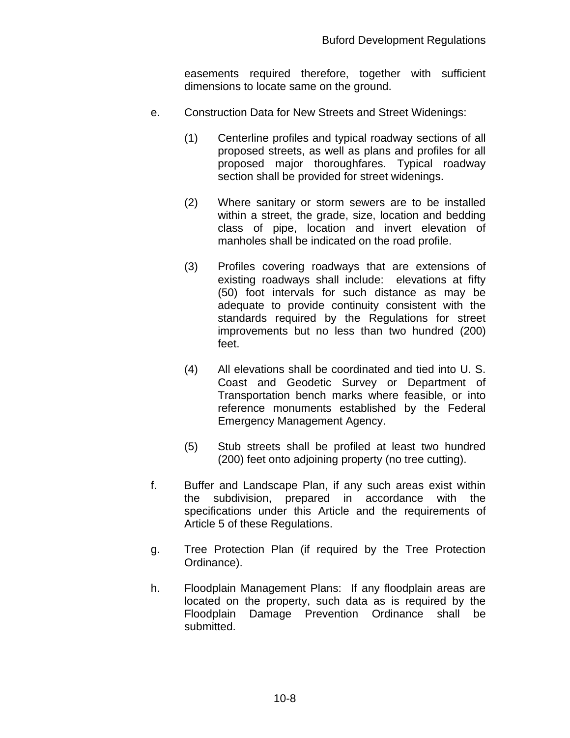easements required therefore, together with sufficient dimensions to locate same on the ground.

e. Construction Data for New Streets and Street Widenings:

   (1) Centerline profiles and typical roadway sections of all proposed streets, as well as plans and profiles for all proposed major thoroughfares. Typical roadway section shall be provided for street widenings.

   (2) Where sanitary or storm sewers are to be installed within a street, the grade, size, location and bedding class of pipe, location and invert elevation of manholes shall be indicated on the road profile.

   (3) Profiles covering roadways that are extensions of existing roadways shall include: elevations at fifty (50) foot intervals for such distance as may be adequate to provide continuity consistent with the standards required by the Regulations for street improvements but no less than two hundred (200) feet.

   (4) All elevations shall be coordinated and tied into U. S. Coast and Geodetic Survey or Department of Transportation bench marks where feasible, or into reference monuments established by the Federal Emergency Management Agency.

   (5) Stub streets shall be profiled at least two hundred (200) feet onto adjoining property (no tree cutting).

f. Buffer and Landscape Plan, if any such areas exist within the subdivision, prepared in accordance with the specifications under this Article and the requirements of Article 5 of these Regulations.

g. Tree Protection Plan (if required by the Tree Protection Ordinance).

h. Floodplain Management Plans: If any floodplain areas are located on the property, such data as is required by the Floodplain Damage Prevention Ordinance shall be submitted.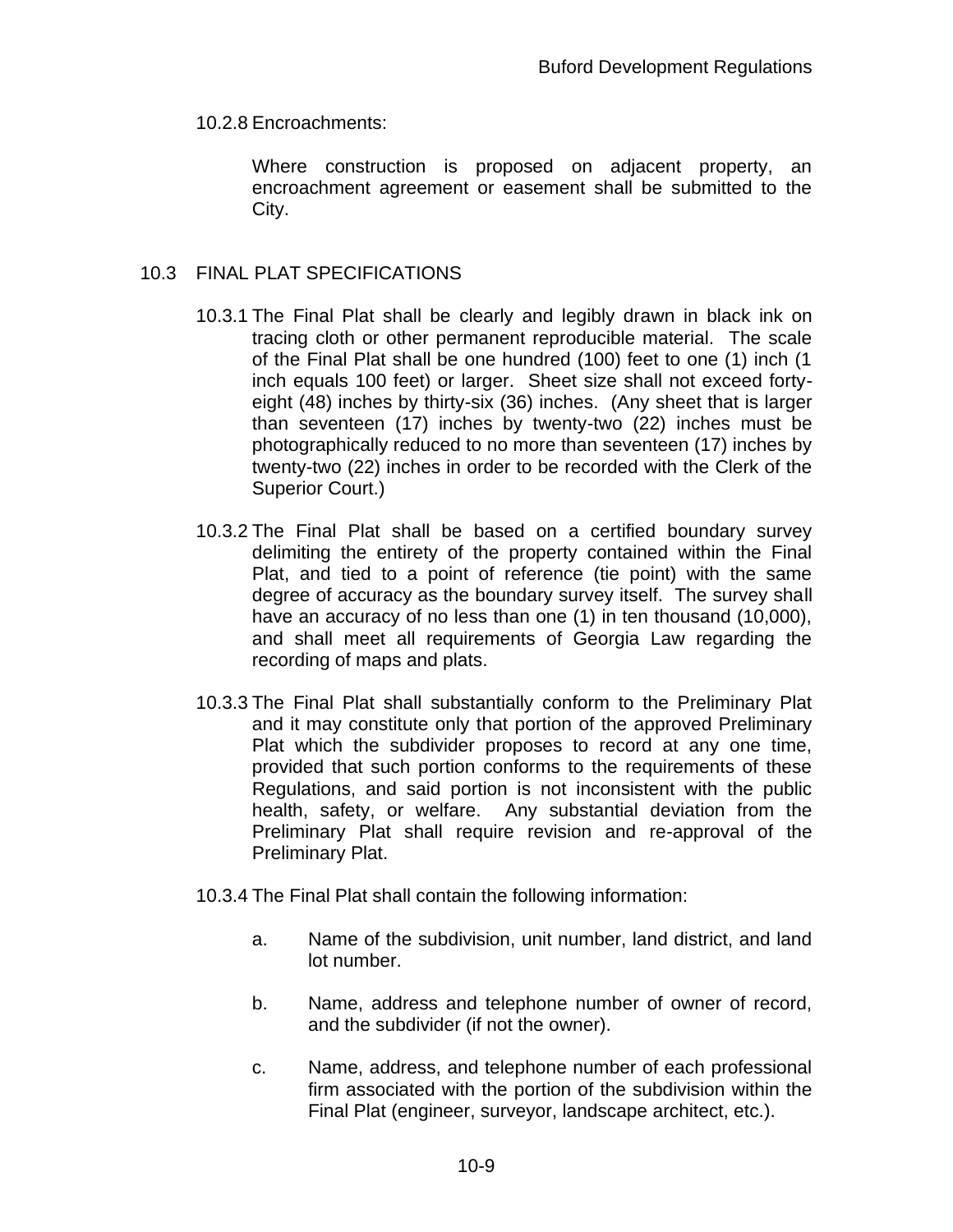10.2.8 Encroachments:

Where construction is proposed on adjacent property, an encroachment agreement or easement shall be submitted to the City.

## 10.3 FINAL PLAT SPECIFICATIONS

10.3.1 The Final Plat shall be clearly and legibly drawn in black ink on tracing cloth or other permanent reproducible material. The scale of the Final Plat shall be one hundred (100) feet to one (1) inch (1 inch equals 100 feet) or larger. Sheet size shall not exceed forty-eight (48) inches by thirty-six (36) inches. (Any sheet that is larger than seventeen (17) inches by twenty-two (22) inches must be photographically reduced to no more than seventeen (17) inches by twenty-two (22) inches in order to be recorded with the Clerk of the Superior Court.)

10.3.2 The Final Plat shall be based on a certified boundary survey delimiting the entirety of the property contained within the Final Plat, and tied to a point of reference (tie point) with the same degree of accuracy as the boundary survey itself. The survey shall have an accuracy of no less than one (1) in ten thousand (10,000), and shall meet all requirements of Georgia Law regarding the recording of maps and plats.

10.3.3 The Final Plat shall substantially conform to the Preliminary Plat and it may constitute only that portion of the approved Preliminary Plat which the subdivider proposes to record at any one time, provided that such portion conforms to the requirements of these Regulations, and said portion is not inconsistent with the public health, safety, or welfare. Any substantial deviation from the Preliminary Plat shall require revision and re-approval of the Preliminary Plat.

10.3.4 The Final Plat shall contain the following information:

a. Name of the subdivision, unit number, land district, and land lot number.

b. Name, address and telephone number of owner of record, and the subdivider (if not the owner).

c. Name, address, and telephone number of each professional firm associated with the portion of the subdivision within the Final Plat (engineer, surveyor, landscape architect, etc.).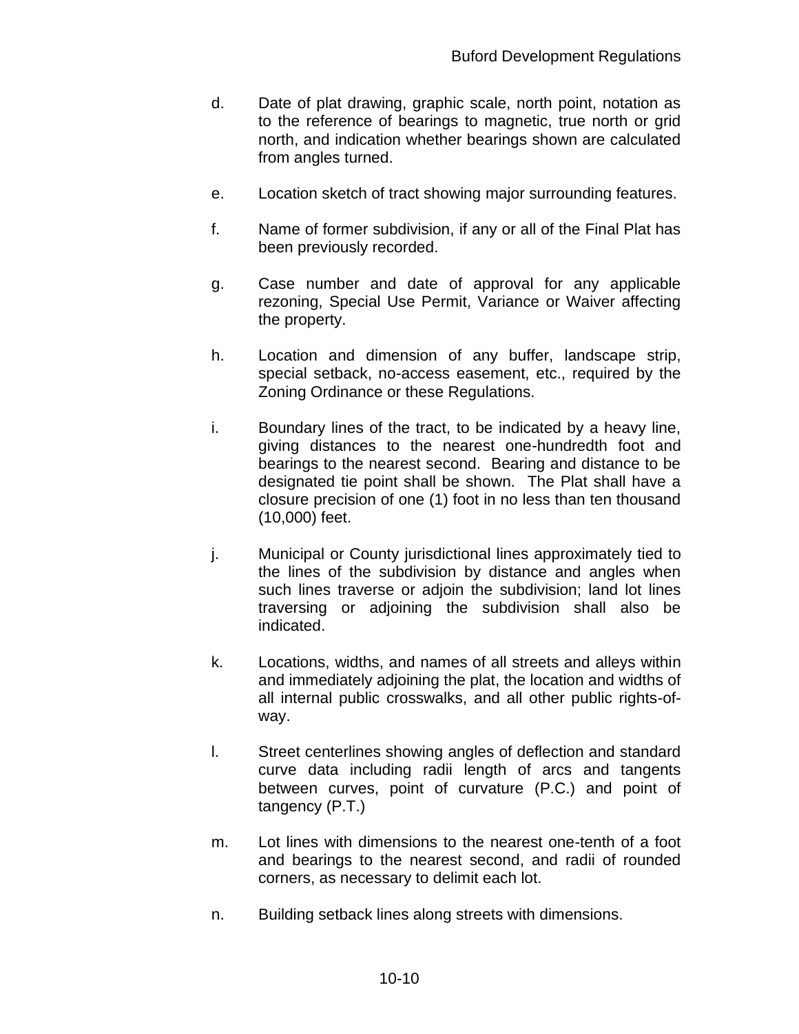d. Date of plat drawing, graphic scale, north point, notation as to the reference of bearings to magnetic, true north or grid north, and indication whether bearings shown are calculated from angles turned.

e. Location sketch of tract showing major surrounding features.

f. Name of former subdivision, if any or all of the Final Plat has been previously recorded.

g. Case number and date of approval for any applicable rezoning, Special Use Permit, Variance or Waiver affecting the property.

h. Location and dimension of any buffer, landscape strip, special setback, no-access easement, etc., required by the Zoning Ordinance or these Regulations.

i. Boundary lines of the tract, to be indicated by a heavy line, giving distances to the nearest one-hundredth foot and bearings to the nearest second. Bearing and distance to be designated tie point shall be shown. The Plat shall have a closure precision of one (1) foot in no less than ten thousand (10,000) feet.

j. Municipal or County jurisdictional lines approximately tied to the lines of the subdivision by distance and angles when such lines traverse or adjoin the subdivision; land lot lines traversing or adjoining the subdivision shall also be indicated.

k. Locations, widths, and names of all streets and alleys within and immediately adjoining the plat, the location and widths of all internal public crosswalks, and all other public rights-of-way.

l. Street centerlines showing angles of deflection and standard curve data including radii length of arcs and tangents between curves, point of curvature (P.C.) and point of tangency (P.T.)

m. Lot lines with dimensions to the nearest one-tenth of a foot and bearings to the nearest second, and radii of rounded corners, as necessary to delimit each lot.

n. Building setback lines along streets with dimensions.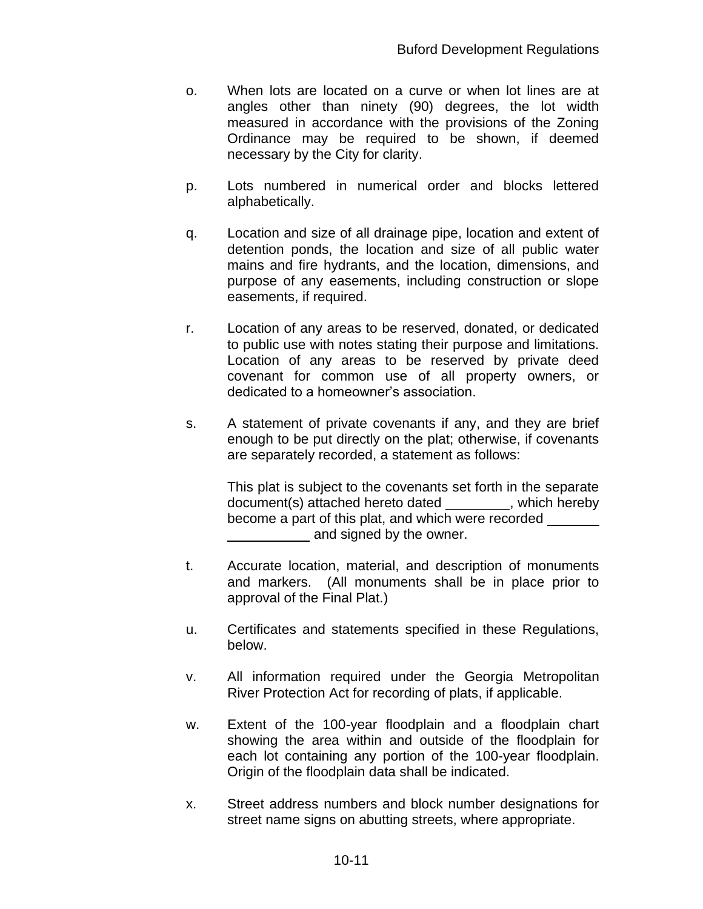o. When lots are located on a curve or when lot lines are at angles other than ninety (90) degrees, the lot width measured in accordance with the provisions of the Zoning Ordinance may be required to be shown, if deemed necessary by the City for clarity.

p. Lots numbered in numerical order and blocks lettered alphabetically.

q. Location and size of all drainage pipe, location and extent of detention ponds, the location and size of all public water mains and fire hydrants, and the location, dimensions, and purpose of any easements, including construction or slope easements, if required.

r. Location of any areas to be reserved, donated, or dedicated to public use with notes stating their purpose and limitations. Location of any areas to be reserved by private deed covenant for common use of all property owners, or dedicated to a homeowner's association.

s. A statement of private covenants if any, and they are brief enough to be put directly on the plat; otherwise, if covenants are separately recorded, a statement as follows:

   This plat is subject to the covenants set forth in the separate document(s) attached hereto dated _________, which hereby become a part of this plat, and which were recorded ___________________ and signed by the owner.

t. Accurate location, material, and description of monuments and markers. (All monuments shall be in place prior to approval of the Final Plat.)

u. Certificates and statements specified in these Regulations, below.

v. All information required under the Georgia Metropolitan River Protection Act for recording of plats, if applicable.

w. Extent of the 100-year floodplain and a floodplain chart showing the area within and outside of the floodplain for each lot containing any portion of the 100-year floodplain. Origin of the floodplain data shall be indicated.

x. Street address numbers and block number designations for street name signs on abutting streets, where appropriate.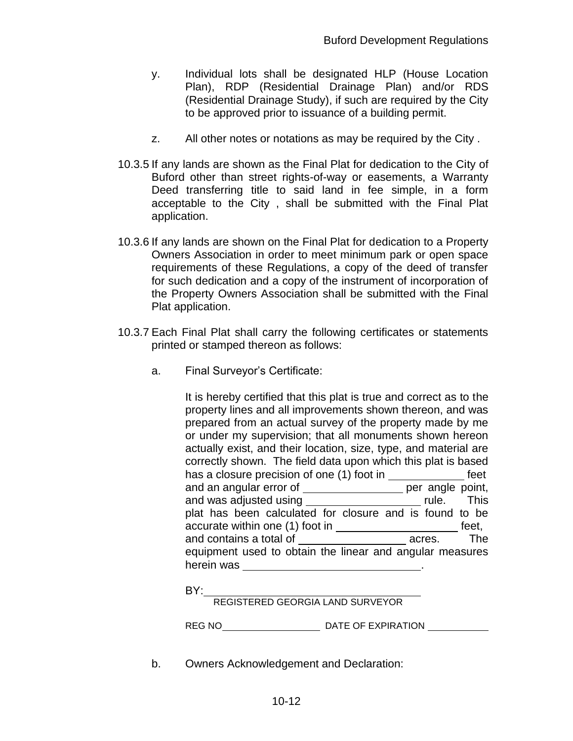y. Individual lots shall be designated HLP (House Location Plan), RDP (Residential Drainage Plan) and/or RDS (Residential Drainage Study), if such are required by the City to be approved prior to issuance of a building permit.

z. All other notes or notations as may be required by the City .

10.3.5 If any lands are shown as the Final Plat for dedication to the City of Buford other than street rights-of-way or easements, a Warranty Deed transferring title to said land in fee simple, in a form acceptable to the City , shall be submitted with the Final Plat application.

10.3.6 If any lands are shown on the Final Plat for dedication to a Property Owners Association in order to meet minimum park or open space requirements of these Regulations, a copy of the deed of transfer for such dedication and a copy of the instrument of incorporation of the Property Owners Association shall be submitted with the Final Plat application.

10.3.7 Each Final Plat shall carry the following certificates or statements printed or stamped thereon as follows:

a. Final Surveyor's Certificate:

It is hereby certified that this plat is true and correct as to the property lines and all improvements shown thereon, and was prepared from an actual survey of the property made by me or under my supervision; that all monuments shown hereon actually exist, and their location, size, type, and material are correctly shown. The field data upon which this plat is based has a closure precision of one (1) foot in ____________ feet and an angular error of ________________ per angle point, and was adjusted using __________________ rule. This plat has been calculated for closure and is found to be accurate within one (1) foot in ____________________ feet, and contains a total of _________________ acres. The equipment used to obtain the linear and angular measures herein was ______________________________.

BY: ____________________________________
REGISTERED GEORGIA LAND SURVEYOR

REG NO__________________ DATE OF EXPIRATION ___________

b. Owners Acknowledgement and Declaration: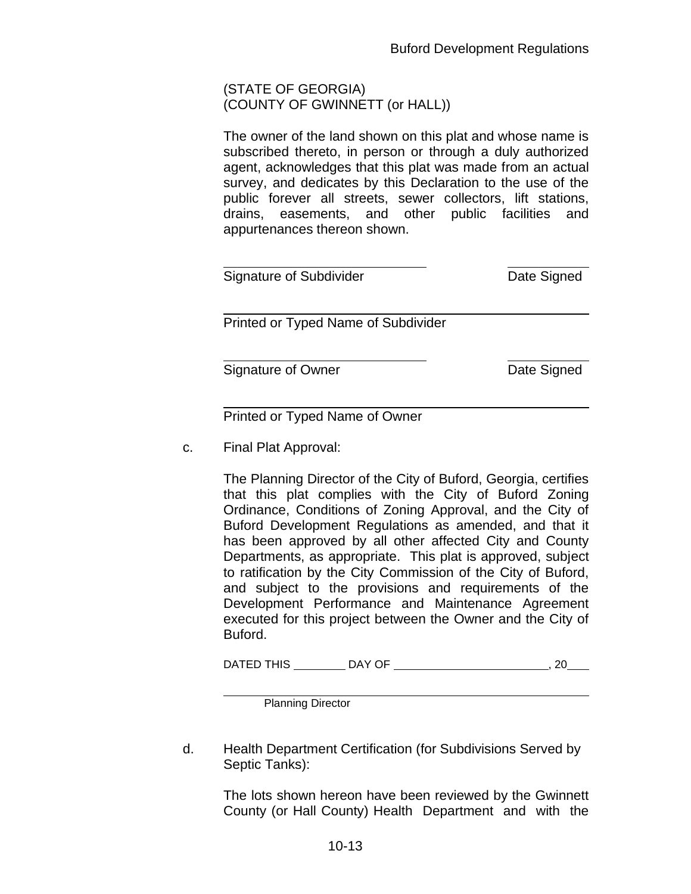(STATE OF GEORGIA)
(COUNTY OF GWINNETT (or HALL))

The owner of the land shown on this plat and whose name is subscribed thereto, in person or through a duly authorized agent, acknowledges that this plat was made from an actual survey, and dedicates by this Declaration to the use of the public forever all streets, sewer collectors, lift stations, drains, easements, and other public facilities and appurtenances thereon shown.

______________________________ ____________
Signature of Subdivider Date Signed

______________________________________________
Printed or Typed Name of Subdivider

______________________________ ____________
Signature of Owner Date Signed

______________________________________________
Printed or Typed Name of Owner

c. Final Plat Approval:

The Planning Director of the City of Buford, Georgia, certifies that this plat complies with the City of Buford Zoning Ordinance, Conditions of Zoning Approval, and the City of Buford Development Regulations as amended, and that it has been approved by all other affected City and County Departments, as appropriate. This plat is approved, subject to ratification by the City Commission of the City of Buford, and subject to the provisions and requirements of the Development Performance and Maintenance Agreement executed for this project between the Owner and the City of Buford.

DATED THIS ________ DAY OF ________________________, 20___

______________________________________________
Planning Director

d. Health Department Certification (for Subdivisions Served by Septic Tanks):

The lots shown hereon have been reviewed by the Gwinnett County (or Hall County) Health Department and with the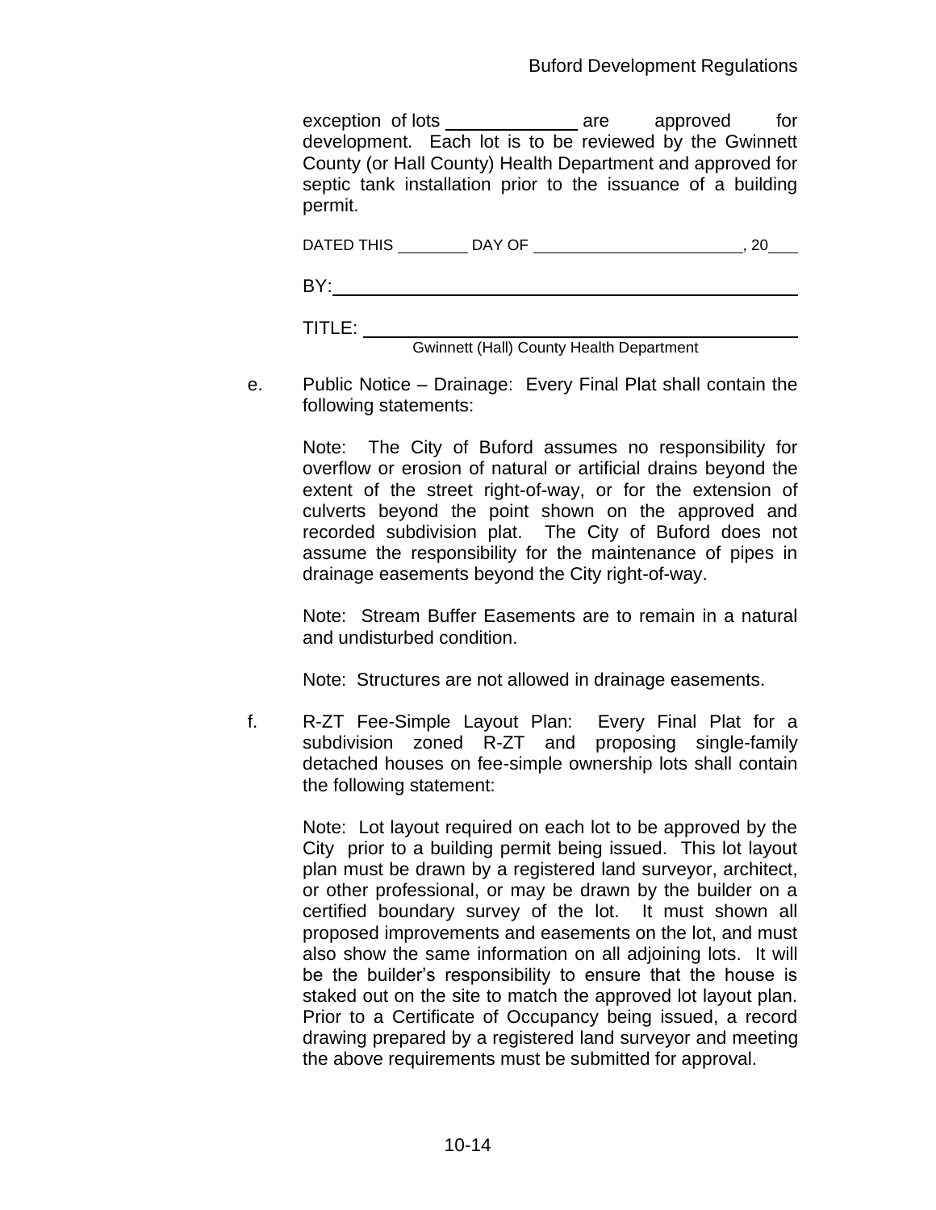exception of lots ______________ are approved for development. Each lot is to be reviewed by the Gwinnett County (or Hall County) Health Department and approved for septic tank installation prior to the issuance of a building permit.

DATED THIS ________ DAY OF ________________________, 20___

BY: ______________________________________________

TITLE: ____________________________________________
Gwinnett (Hall) County Health Department

e. Public Notice – Drainage: Every Final Plat shall contain the following statements:

Note: The City of Buford assumes no responsibility for overflow or erosion of natural or artificial drains beyond the extent of the street right-of-way, or for the extension of culverts beyond the point shown on the approved and recorded subdivision plat. The City of Buford does not assume the responsibility for the maintenance of pipes in drainage easements beyond the City right-of-way.

Note: Stream Buffer Easements are to remain in a natural and undisturbed condition.

Note: Structures are not allowed in drainage easements.

f. R-ZT Fee-Simple Layout Plan: Every Final Plat for a subdivision zoned R-ZT and proposing single-family detached houses on fee-simple ownership lots shall contain the following statement:

Note: Lot layout required on each lot to be approved by the City prior to a building permit being issued. This lot layout plan must be drawn by a registered land surveyor, architect, or other professional, or may be drawn by the builder on a certified boundary survey of the lot. It must shown all proposed improvements and easements on the lot, and must also show the same information on all adjoining lots. It will be the builder's responsibility to ensure that the house is staked out on the site to match the approved lot layout plan. Prior to a Certificate of Occupancy being issued, a record drawing prepared by a registered land surveyor and meeting the above requirements must be submitted for approval.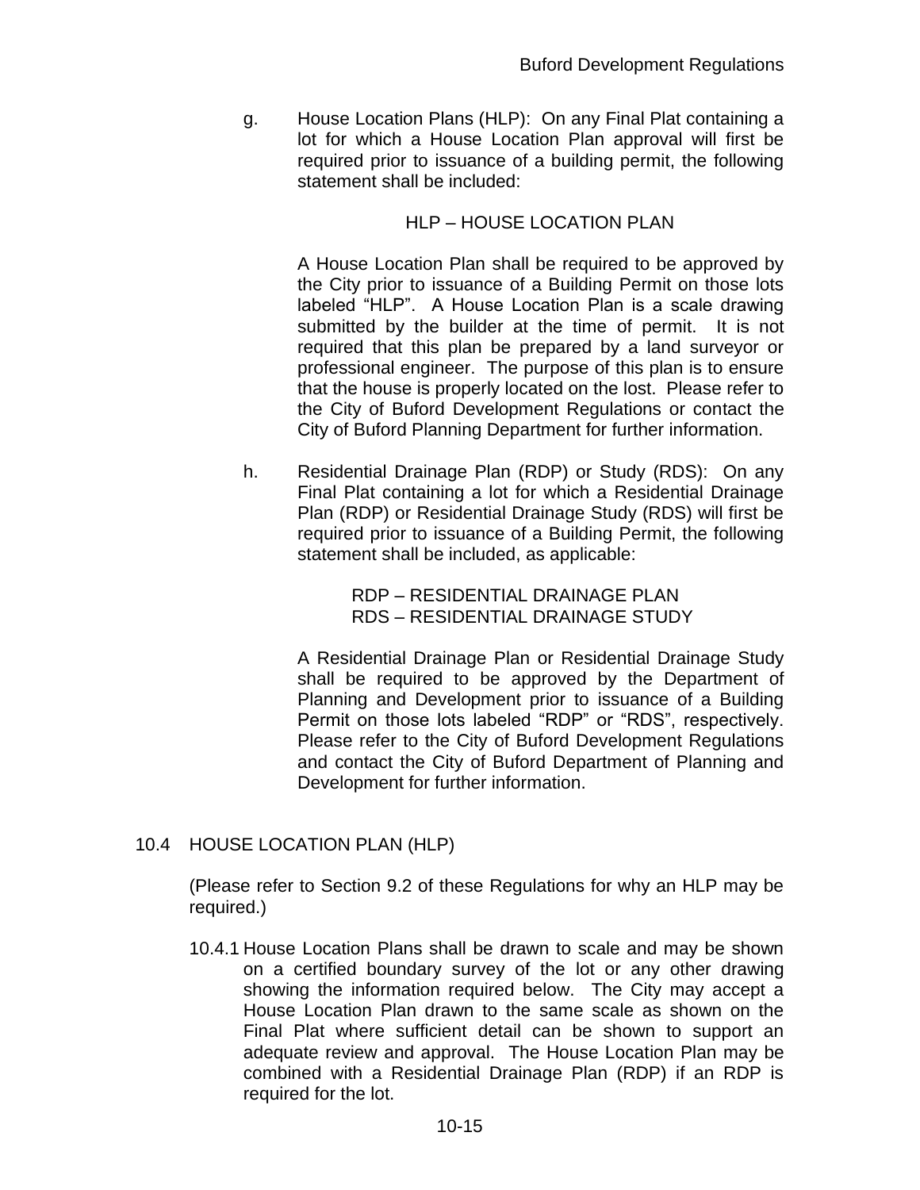g. House Location Plans (HLP): On any Final Plat containing a lot for which a House Location Plan approval will first be required prior to issuance of a building permit, the following statement shall be included:

HLP – HOUSE LOCATION PLAN

A House Location Plan shall be required to be approved by the City prior to issuance of a Building Permit on those lots labeled "HLP". A House Location Plan is a scale drawing submitted by the builder at the time of permit. It is not required that this plan be prepared by a land surveyor or professional engineer. The purpose of this plan is to ensure that the house is properly located on the lost. Please refer to the City of Buford Development Regulations or contact the City of Buford Planning Department for further information.

h. Residential Drainage Plan (RDP) or Study (RDS): On any Final Plat containing a lot for which a Residential Drainage Plan (RDP) or Residential Drainage Study (RDS) will first be required prior to issuance of a Building Permit, the following statement shall be included, as applicable:

RDP – RESIDENTIAL DRAINAGE PLAN
RDS – RESIDENTIAL DRAINAGE STUDY

A Residential Drainage Plan or Residential Drainage Study shall be required to be approved by the Department of Planning and Development prior to issuance of a Building Permit on those lots labeled "RDP" or "RDS", respectively. Please refer to the City of Buford Development Regulations and contact the City of Buford Department of Planning and Development for further information.

## 10.4 HOUSE LOCATION PLAN (HLP)

(Please refer to Section 9.2 of these Regulations for why an HLP may be required.)

10.4.1 House Location Plans shall be drawn to scale and may be shown on a certified boundary survey of the lot or any other drawing showing the information required below. The City may accept a House Location Plan drawn to the same scale as shown on the Final Plat where sufficient detail can be shown to support an adequate review and approval. The House Location Plan may be combined with a Residential Drainage Plan (RDP) if an RDP is required for the lot.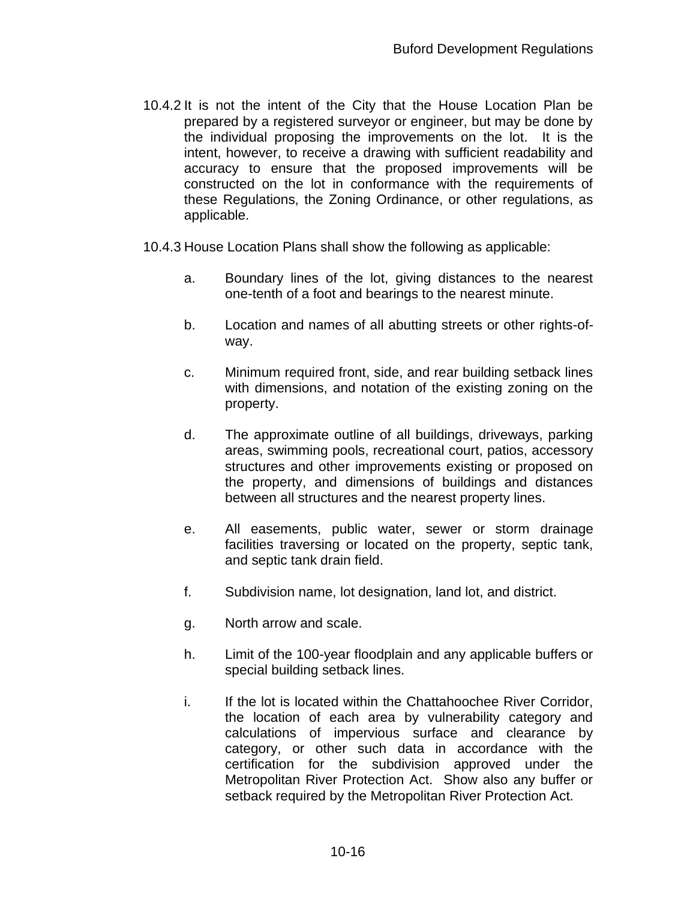10.4.2 It is not the intent of the City that the House Location Plan be prepared by a registered surveyor or engineer, but may be done by the individual proposing the improvements on the lot. It is the intent, however, to receive a drawing with sufficient readability and accuracy to ensure that the proposed improvements will be constructed on the lot in conformance with the requirements of these Regulations, the Zoning Ordinance, or other regulations, as applicable.

10.4.3 House Location Plans shall show the following as applicable:

a. Boundary lines of the lot, giving distances to the nearest one-tenth of a foot and bearings to the nearest minute.

b. Location and names of all abutting streets or other rights-of-way.

c. Minimum required front, side, and rear building setback lines with dimensions, and notation of the existing zoning on the property.

d. The approximate outline of all buildings, driveways, parking areas, swimming pools, recreational court, patios, accessory structures and other improvements existing or proposed on the property, and dimensions of buildings and distances between all structures and the nearest property lines.

e. All easements, public water, sewer or storm drainage facilities traversing or located on the property, septic tank, and septic tank drain field.

f. Subdivision name, lot designation, land lot, and district.

g. North arrow and scale.

h. Limit of the 100-year floodplain and any applicable buffers or special building setback lines.

i. If the lot is located within the Chattahoochee River Corridor, the location of each area by vulnerability category and calculations of impervious surface and clearance by category, or other such data in accordance with the certification for the subdivision approved under the Metropolitan River Protection Act. Show also any buffer or setback required by the Metropolitan River Protection Act.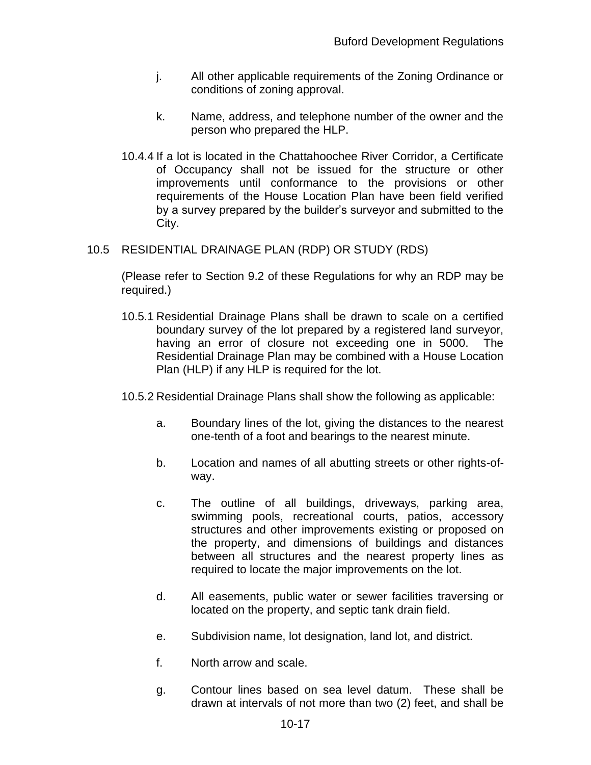j. All other applicable requirements of the Zoning Ordinance or conditions of zoning approval.

k. Name, address, and telephone number of the owner and the person who prepared the HLP.

10.4.4 If a lot is located in the Chattahoochee River Corridor, a Certificate of Occupancy shall not be issued for the structure or other improvements until conformance to the provisions or other requirements of the House Location Plan have been field verified by a survey prepared by the builder's surveyor and submitted to the City.

## 10.5 RESIDENTIAL DRAINAGE PLAN (RDP) OR STUDY (RDS)

(Please refer to Section 9.2 of these Regulations for why an RDP may be required.)

10.5.1 Residential Drainage Plans shall be drawn to scale on a certified boundary survey of the lot prepared by a registered land surveyor, having an error of closure not exceeding one in 5000. The Residential Drainage Plan may be combined with a House Location Plan (HLP) if any HLP is required for the lot.

10.5.2 Residential Drainage Plans shall show the following as applicable:

a. Boundary lines of the lot, giving the distances to the nearest one-tenth of a foot and bearings to the nearest minute.

b. Location and names of all abutting streets or other rights-of-way.

c. The outline of all buildings, driveways, parking area, swimming pools, recreational courts, patios, accessory structures and other improvements existing or proposed on the property, and dimensions of buildings and distances between all structures and the nearest property lines as required to locate the major improvements on the lot.

d. All easements, public water or sewer facilities traversing or located on the property, and septic tank drain field.

e. Subdivision name, lot designation, land lot, and district.

f. North arrow and scale.

g. Contour lines based on sea level datum. These shall be drawn at intervals of not more than two (2) feet, and shall be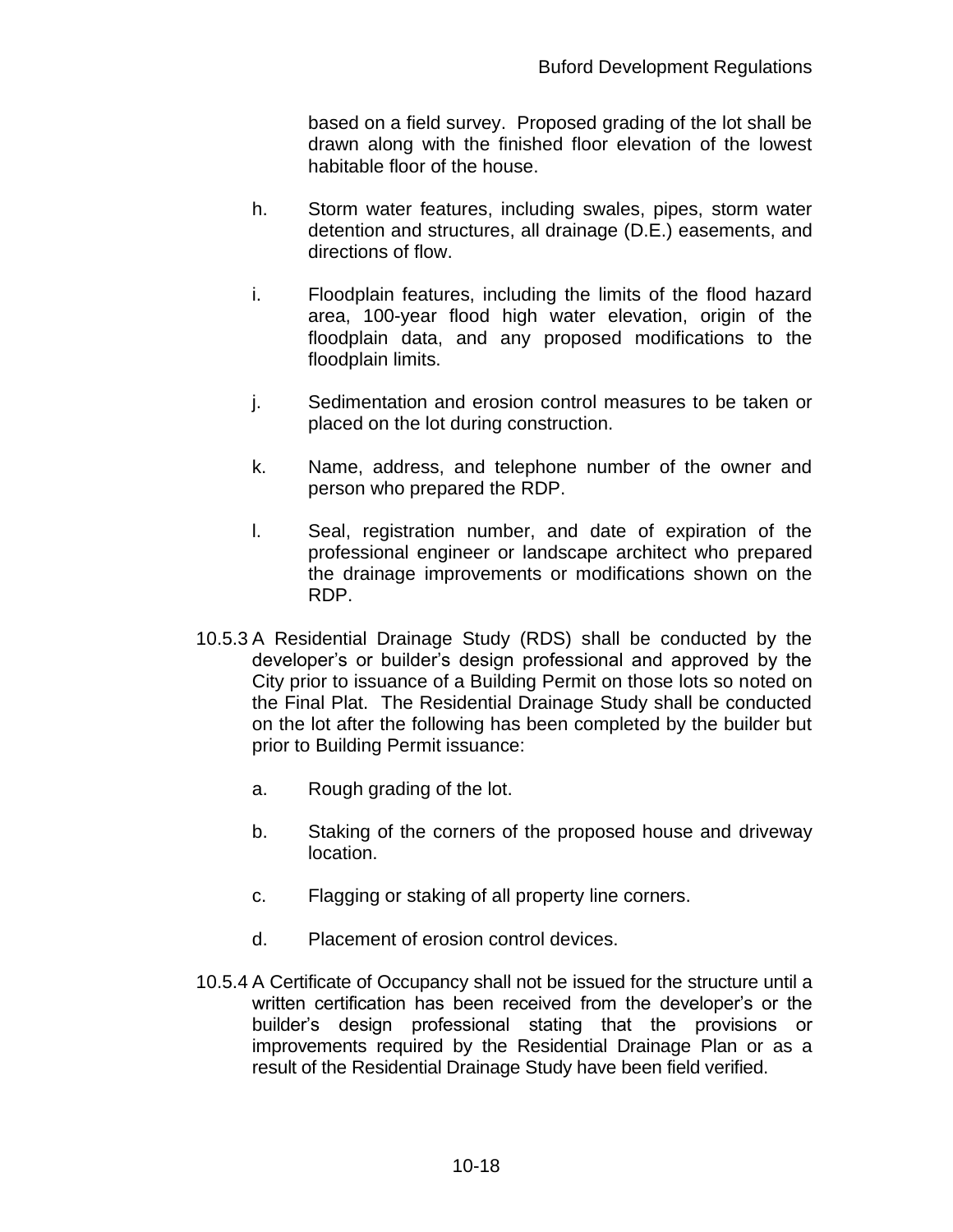based on a field survey. Proposed grading of the lot shall be drawn along with the finished floor elevation of the lowest habitable floor of the house.

h. Storm water features, including swales, pipes, storm water detention and structures, all drainage (D.E.) easements, and directions of flow.

i. Floodplain features, including the limits of the flood hazard area, 100-year flood high water elevation, origin of the floodplain data, and any proposed modifications to the floodplain limits.

j. Sedimentation and erosion control measures to be taken or placed on the lot during construction.

k. Name, address, and telephone number of the owner and person who prepared the RDP.

l. Seal, registration number, and date of expiration of the professional engineer or landscape architect who prepared the drainage improvements or modifications shown on the RDP.

10.5.3 A Residential Drainage Study (RDS) shall be conducted by the developer's or builder's design professional and approved by the City prior to issuance of a Building Permit on those lots so noted on the Final Plat. The Residential Drainage Study shall be conducted on the lot after the following has been completed by the builder but prior to Building Permit issuance:

a. Rough grading of the lot.

b. Staking of the corners of the proposed house and driveway location.

c. Flagging or staking of all property line corners.

d. Placement of erosion control devices.

10.5.4 A Certificate of Occupancy shall not be issued for the structure until a written certification has been received from the developer's or the builder's design professional stating that the provisions or improvements required by the Residential Drainage Plan or as a result of the Residential Drainage Study have been field verified.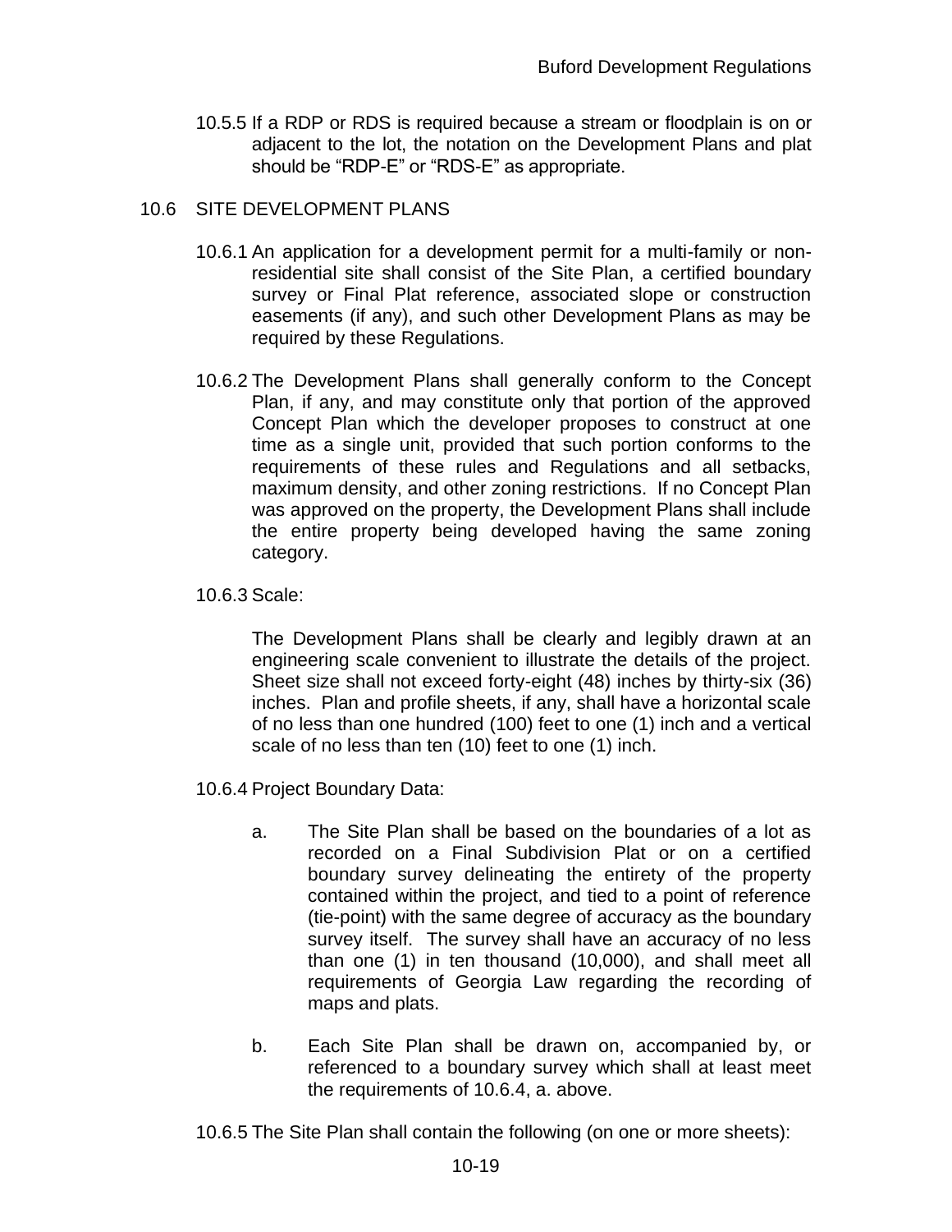10.5.5 If a RDP or RDS is required because a stream or floodplain is on or adjacent to the lot, the notation on the Development Plans and plat should be "RDP-E" or "RDS-E" as appropriate.

## 10.6 SITE DEVELOPMENT PLANS

10.6.1 An application for a development permit for a multi-family or non-residential site shall consist of the Site Plan, a certified boundary survey or Final Plat reference, associated slope or construction easements (if any), and such other Development Plans as may be required by these Regulations.

10.6.2 The Development Plans shall generally conform to the Concept Plan, if any, and may constitute only that portion of the approved Concept Plan which the developer proposes to construct at one time as a single unit, provided that such portion conforms to the requirements of these rules and Regulations and all setbacks, maximum density, and other zoning restrictions. If no Concept Plan was approved on the property, the Development Plans shall include the entire property being developed having the same zoning category.

10.6.3 Scale:

The Development Plans shall be clearly and legibly drawn at an engineering scale convenient to illustrate the details of the project. Sheet size shall not exceed forty-eight (48) inches by thirty-six (36) inches. Plan and profile sheets, if any, shall have a horizontal scale of no less than one hundred (100) feet to one (1) inch and a vertical scale of no less than ten (10) feet to one (1) inch.

10.6.4 Project Boundary Data:

a. The Site Plan shall be based on the boundaries of a lot as recorded on a Final Subdivision Plat or on a certified boundary survey delineating the entirety of the property contained within the project, and tied to a point of reference (tie-point) with the same degree of accuracy as the boundary survey itself. The survey shall have an accuracy of no less than one (1) in ten thousand (10,000), and shall meet all requirements of Georgia Law regarding the recording of maps and plats.

b. Each Site Plan shall be drawn on, accompanied by, or referenced to a boundary survey which shall at least meet the requirements of 10.6.4, a. above.

10.6.5 The Site Plan shall contain the following (on one or more sheets):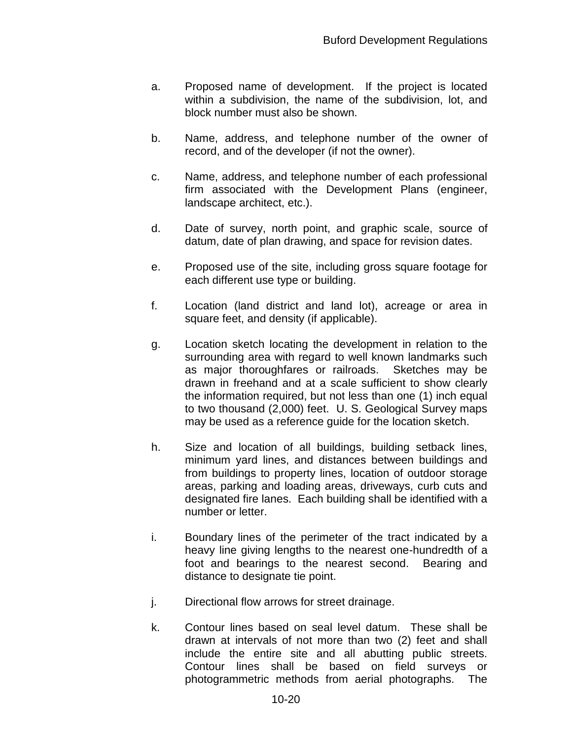a. Proposed name of development. If the project is located within a subdivision, the name of the subdivision, lot, and block number must also be shown.

b. Name, address, and telephone number of the owner of record, and of the developer (if not the owner).

c. Name, address, and telephone number of each professional firm associated with the Development Plans (engineer, landscape architect, etc.).

d. Date of survey, north point, and graphic scale, source of datum, date of plan drawing, and space for revision dates.

e. Proposed use of the site, including gross square footage for each different use type or building.

f. Location (land district and land lot), acreage or area in square feet, and density (if applicable).

g. Location sketch locating the development in relation to the surrounding area with regard to well known landmarks such as major thoroughfares or railroads. Sketches may be drawn in freehand and at a scale sufficient to show clearly the information required, but not less than one (1) inch equal to two thousand (2,000) feet. U. S. Geological Survey maps may be used as a reference guide for the location sketch.

h. Size and location of all buildings, building setback lines, minimum yard lines, and distances between buildings and from buildings to property lines, location of outdoor storage areas, parking and loading areas, driveways, curb cuts and designated fire lanes. Each building shall be identified with a number or letter.

i. Boundary lines of the perimeter of the tract indicated by a heavy line giving lengths to the nearest one-hundredth of a foot and bearings to the nearest second. Bearing and distance to designate tie point.

j. Directional flow arrows for street drainage.

k. Contour lines based on seal level datum. These shall be drawn at intervals of not more than two (2) feet and shall include the entire site and all abutting public streets. Contour lines shall be based on field surveys or photogrammetric methods from aerial photographs. The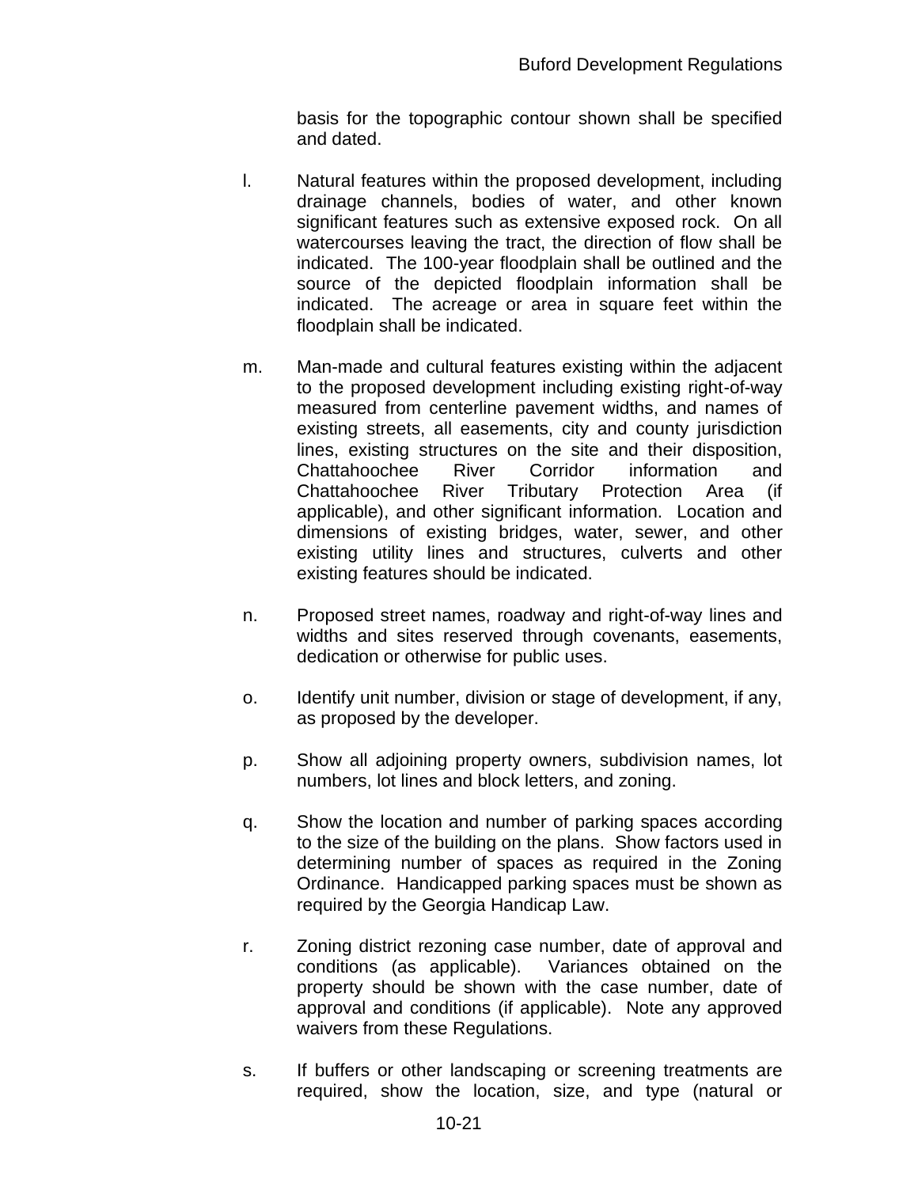basis for the topographic contour shown shall be specified and dated.

l. Natural features within the proposed development, including drainage channels, bodies of water, and other known significant features such as extensive exposed rock. On all watercourses leaving the tract, the direction of flow shall be indicated. The 100-year floodplain shall be outlined and the source of the depicted floodplain information shall be indicated. The acreage or area in square feet within the floodplain shall be indicated.

m. Man-made and cultural features existing within the adjacent to the proposed development including existing right-of-way measured from centerline pavement widths, and names of existing streets, all easements, city and county jurisdiction lines, existing structures on the site and their disposition, Chattahoochee River Corridor information and Chattahoochee River Tributary Protection Area (if applicable), and other significant information. Location and dimensions of existing bridges, water, sewer, and other existing utility lines and structures, culverts and other existing features should be indicated.

n. Proposed street names, roadway and right-of-way lines and widths and sites reserved through covenants, easements, dedication or otherwise for public uses.

o. Identify unit number, division or stage of development, if any, as proposed by the developer.

p. Show all adjoining property owners, subdivision names, lot numbers, lot lines and block letters, and zoning.

q. Show the location and number of parking spaces according to the size of the building on the plans. Show factors used in determining number of spaces as required in the Zoning Ordinance. Handicapped parking spaces must be shown as required by the Georgia Handicap Law.

r. Zoning district rezoning case number, date of approval and conditions (as applicable). Variances obtained on the property should be shown with the case number, date of approval and conditions (if applicable). Note any approved waivers from these Regulations.

s. If buffers or other landscaping or screening treatments are required, show the location, size, and type (natural or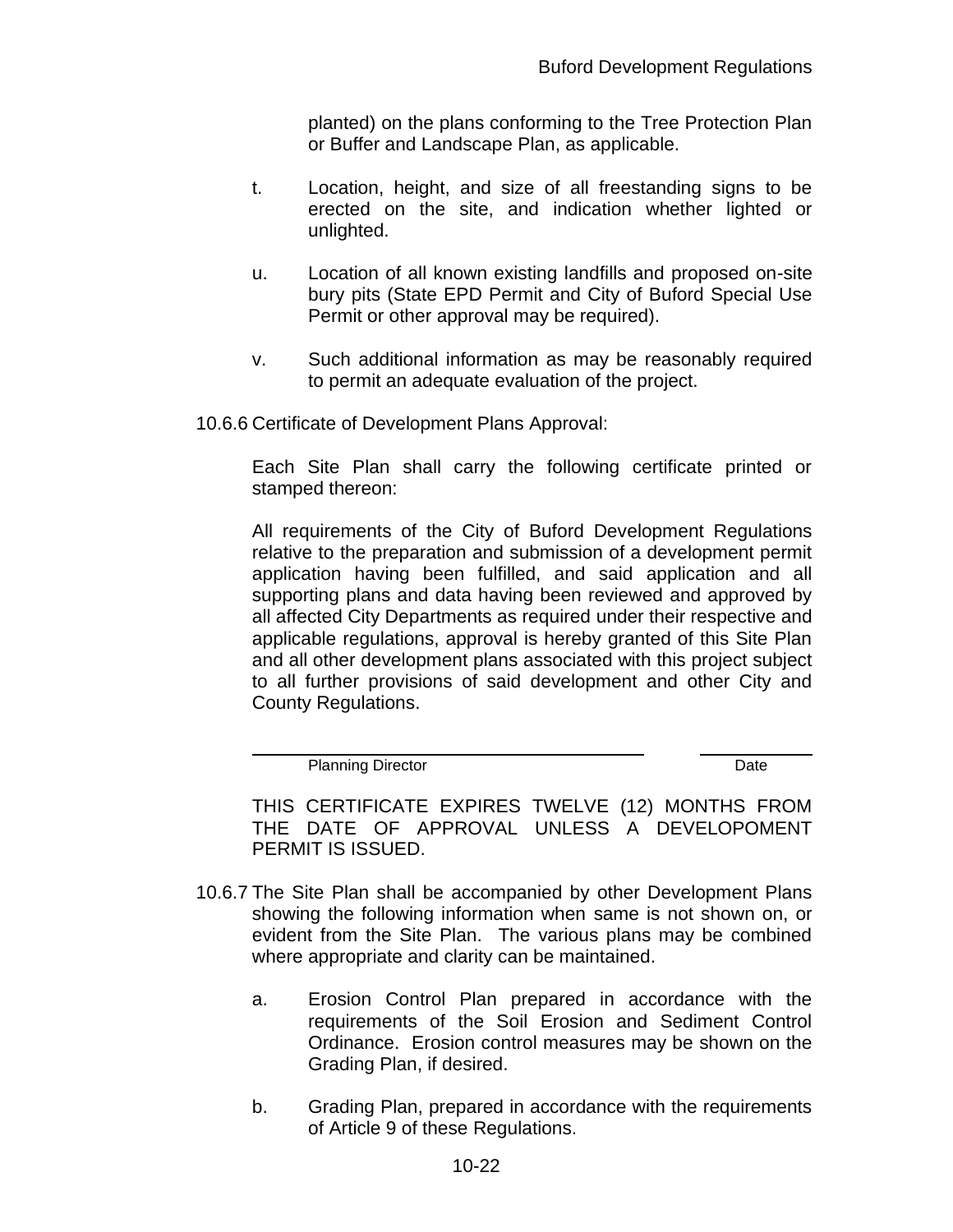planted) on the plans conforming to the Tree Protection Plan or Buffer and Landscape Plan, as applicable.

t. Location, height, and size of all freestanding signs to be erected on the site, and indication whether lighted or unlighted.

u. Location of all known existing landfills and proposed on-site bury pits (State EPD Permit and City of Buford Special Use Permit or other approval may be required).

v. Such additional information as may be reasonably required to permit an adequate evaluation of the project.

10.6.6 Certificate of Development Plans Approval:

Each Site Plan shall carry the following certificate printed or stamped thereon:

All requirements of the City of Buford Development Regulations relative to the preparation and submission of a development permit application having been fulfilled, and said application and all supporting plans and data having been reviewed and approved by all affected City Departments as required under their respective and applicable regulations, approval is hereby granted of this Site Plan and all other development plans associated with this project subject to all further provisions of said development and other City and County Regulations.

\_\_\_\_\_\_\_\_\_\_\_\_\_\_\_\_\_\_\_\_\_\_\_\_\_\_\_\_\_\_\_\_ \_\_\_\_\_\_\_\_\_\_\_\_
Planning Director Date

THIS CERTIFICATE EXPIRES TWELVE (12) MONTHS FROM THE DATE OF APPROVAL UNLESS A DEVELOPOMENT PERMIT IS ISSUED.

10.6.7 The Site Plan shall be accompanied by other Development Plans showing the following information when same is not shown on, or evident from the Site Plan. The various plans may be combined where appropriate and clarity can be maintained.

a. Erosion Control Plan prepared in accordance with the requirements of the Soil Erosion and Sediment Control Ordinance. Erosion control measures may be shown on the Grading Plan, if desired.

b. Grading Plan, prepared in accordance with the requirements of Article 9 of these Regulations.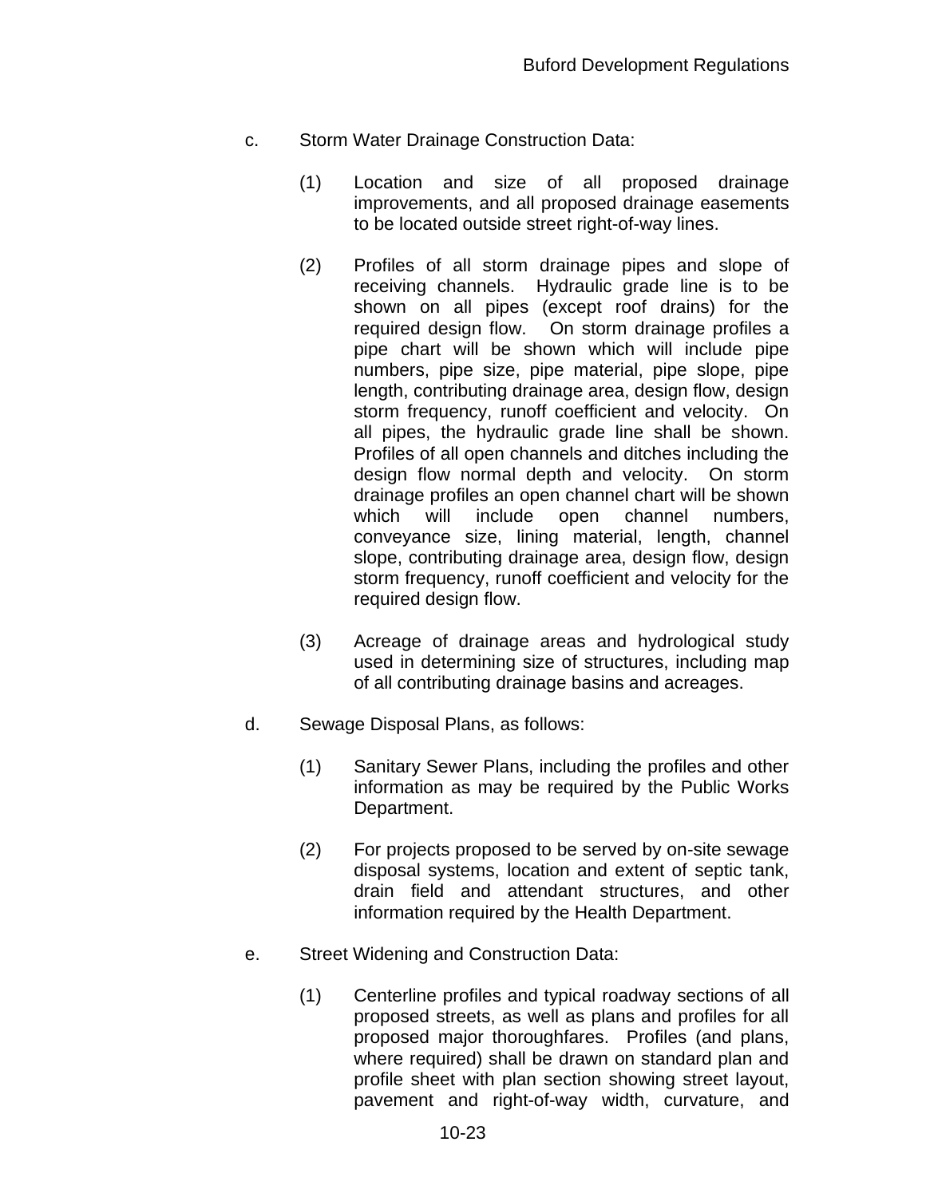c. Storm Water Drainage Construction Data:

   (1) Location and size of all proposed drainage improvements, and all proposed drainage easements to be located outside street right-of-way lines.

   (2) Profiles of all storm drainage pipes and slope of receiving channels. Hydraulic grade line is to be shown on all pipes (except roof drains) for the required design flow. On storm drainage profiles a pipe chart will be shown which will include pipe numbers, pipe size, pipe material, pipe slope, pipe length, contributing drainage area, design flow, design storm frequency, runoff coefficient and velocity. On all pipes, the hydraulic grade line shall be shown. Profiles of all open channels and ditches including the design flow normal depth and velocity. On storm drainage profiles an open channel chart will be shown which will include open channel numbers, conveyance size, lining material, length, channel slope, contributing drainage area, design flow, design storm frequency, runoff coefficient and velocity for the required design flow.

   (3) Acreage of drainage areas and hydrological study used in determining size of structures, including map of all contributing drainage basins and acreages.

d. Sewage Disposal Plans, as follows:

   (1) Sanitary Sewer Plans, including the profiles and other information as may be required by the Public Works Department.

   (2) For projects proposed to be served by on-site sewage disposal systems, location and extent of septic tank, drain field and attendant structures, and other information required by the Health Department.

e. Street Widening and Construction Data:

   (1) Centerline profiles and typical roadway sections of all proposed streets, as well as plans and profiles for all proposed major thoroughfares. Profiles (and plans, where required) shall be drawn on standard plan and profile sheet with plan section showing street layout, pavement and right-of-way width, curvature, and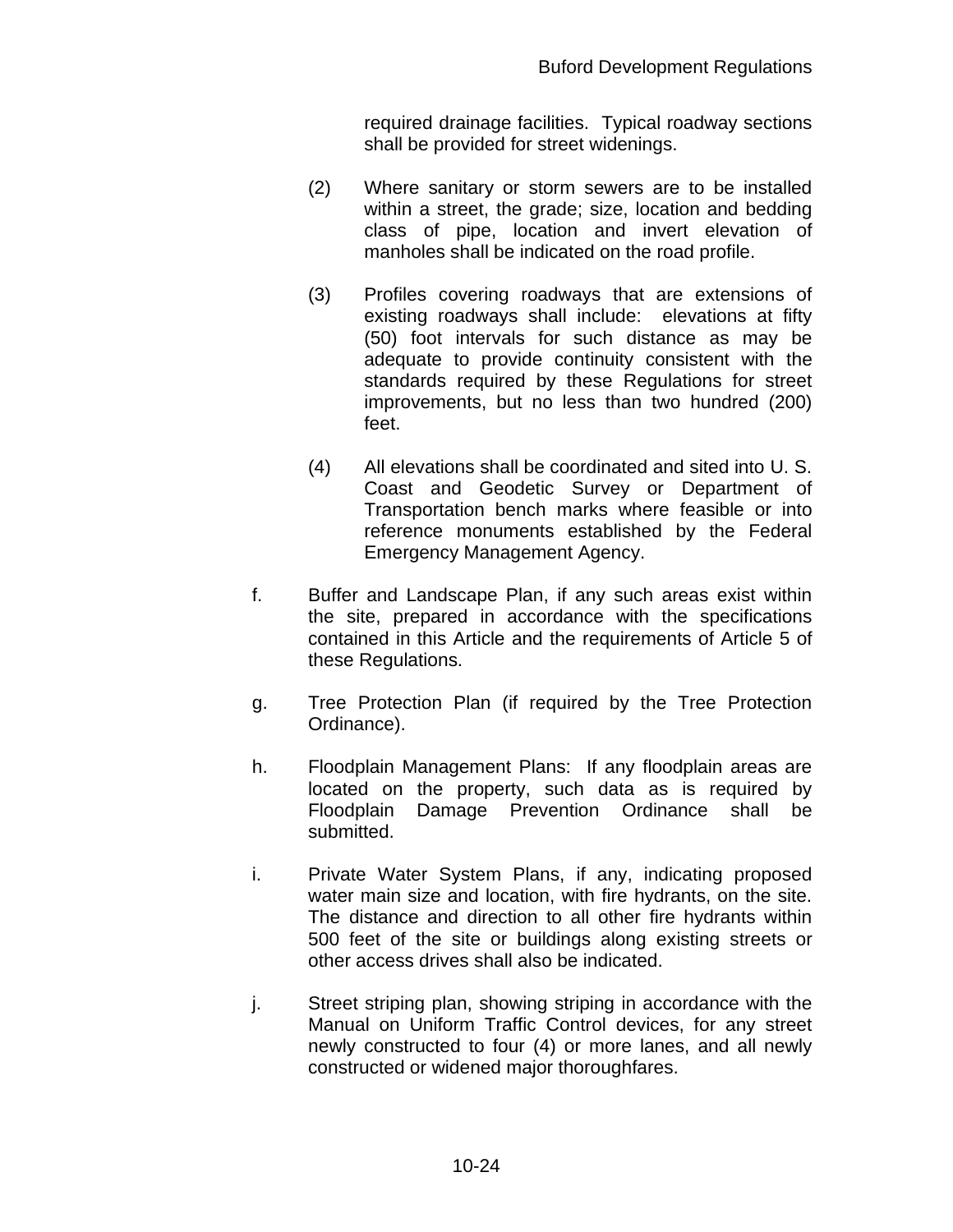required drainage facilities. Typical roadway sections shall be provided for street widenings.

(2) Where sanitary or storm sewers are to be installed within a street, the grade; size, location and bedding class of pipe, location and invert elevation of manholes shall be indicated on the road profile.

(3) Profiles covering roadways that are extensions of existing roadways shall include: elevations at fifty (50) foot intervals for such distance as may be adequate to provide continuity consistent with the standards required by these Regulations for street improvements, but no less than two hundred (200) feet.

(4) All elevations shall be coordinated and sited into U. S. Coast and Geodetic Survey or Department of Transportation bench marks where feasible or into reference monuments established by the Federal Emergency Management Agency.

f. Buffer and Landscape Plan, if any such areas exist within the site, prepared in accordance with the specifications contained in this Article and the requirements of Article 5 of these Regulations.

g. Tree Protection Plan (if required by the Tree Protection Ordinance).

h. Floodplain Management Plans: If any floodplain areas are located on the property, such data as is required by Floodplain Damage Prevention Ordinance shall be submitted.

i. Private Water System Plans, if any, indicating proposed water main size and location, with fire hydrants, on the site. The distance and direction to all other fire hydrants within 500 feet of the site or buildings along existing streets or other access drives shall also be indicated.

j. Street striping plan, showing striping in accordance with the Manual on Uniform Traffic Control devices, for any street newly constructed to four (4) or more lanes, and all newly constructed or widened major thoroughfares.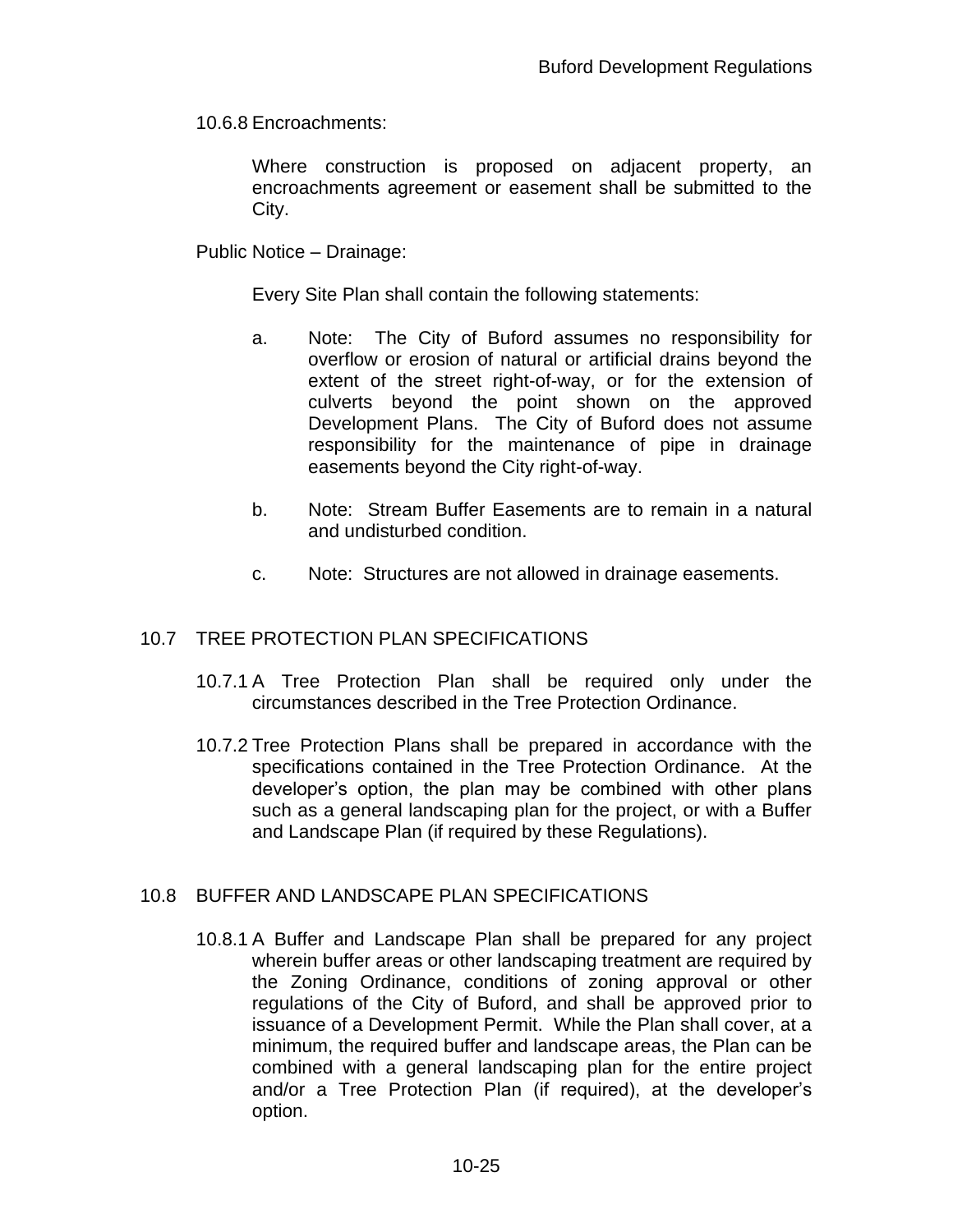10.6.8 Encroachments:

Where construction is proposed on adjacent property, an encroachments agreement or easement shall be submitted to the City.

Public Notice – Drainage:

Every Site Plan shall contain the following statements:

a. Note: The City of Buford assumes no responsibility for overflow or erosion of natural or artificial drains beyond the extent of the street right-of-way, or for the extension of culverts beyond the point shown on the approved Development Plans. The City of Buford does not assume responsibility for the maintenance of pipe in drainage easements beyond the City right-of-way.

b. Note: Stream Buffer Easements are to remain in a natural and undisturbed condition.

c. Note: Structures are not allowed in drainage easements.

## 10.7 TREE PROTECTION PLAN SPECIFICATIONS

10.7.1 A Tree Protection Plan shall be required only under the circumstances described in the Tree Protection Ordinance.

10.7.2 Tree Protection Plans shall be prepared in accordance with the specifications contained in the Tree Protection Ordinance. At the developer's option, the plan may be combined with other plans such as a general landscaping plan for the project, or with a Buffer and Landscape Plan (if required by these Regulations).

## 10.8 BUFFER AND LANDSCAPE PLAN SPECIFICATIONS

10.8.1 A Buffer and Landscape Plan shall be prepared for any project wherein buffer areas or other landscaping treatment are required by the Zoning Ordinance, conditions of zoning approval or other regulations of the City of Buford, and shall be approved prior to issuance of a Development Permit. While the Plan shall cover, at a minimum, the required buffer and landscape areas, the Plan can be combined with a general landscaping plan for the entire project and/or a Tree Protection Plan (if required), at the developer's option.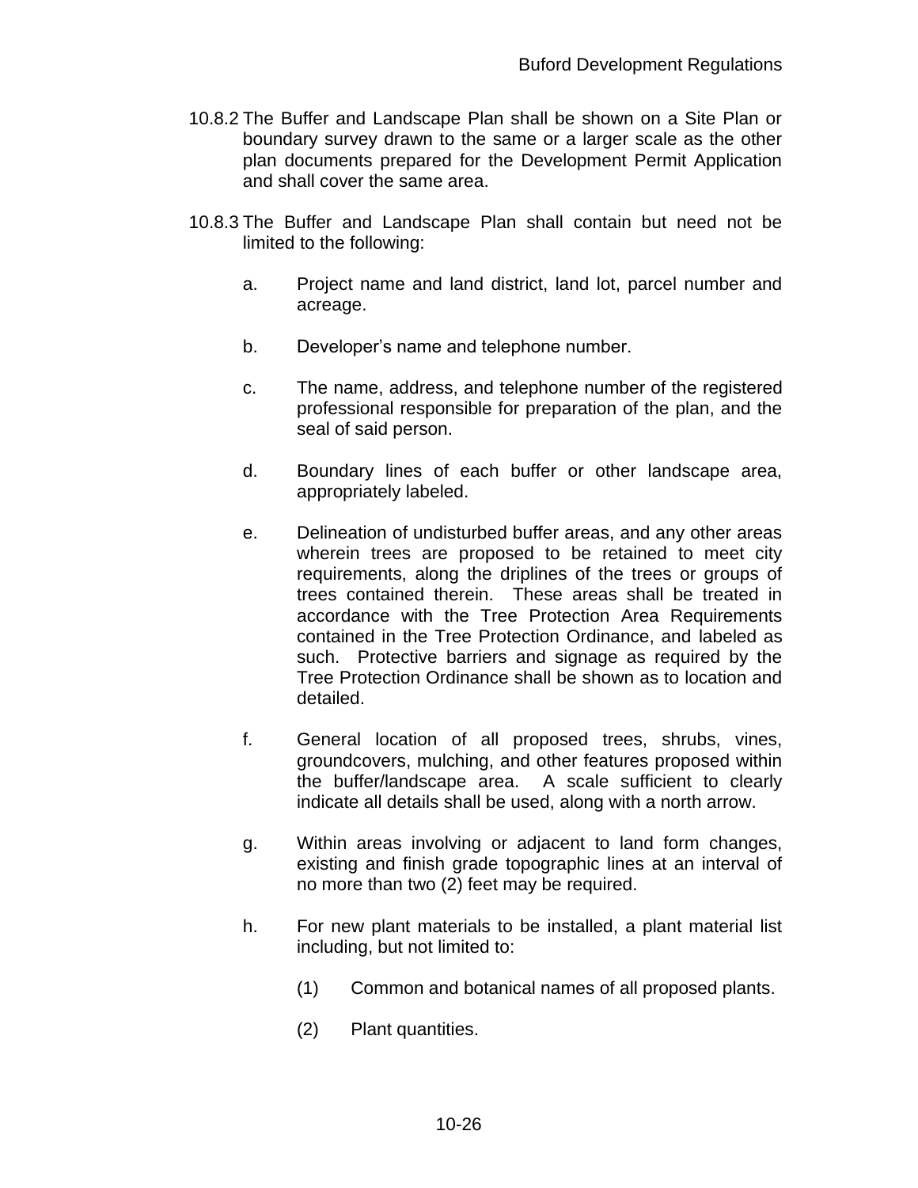10.8.2 The Buffer and Landscape Plan shall be shown on a Site Plan or boundary survey drawn to the same or a larger scale as the other plan documents prepared for the Development Permit Application and shall cover the same area.

10.8.3 The Buffer and Landscape Plan shall contain but need not be limited to the following:

a. Project name and land district, land lot, parcel number and acreage.

b. Developer's name and telephone number.

c. The name, address, and telephone number of the registered professional responsible for preparation of the plan, and the seal of said person.

d. Boundary lines of each buffer or other landscape area, appropriately labeled.

e. Delineation of undisturbed buffer areas, and any other areas wherein trees are proposed to be retained to meet city requirements, along the driplines of the trees or groups of trees contained therein. These areas shall be treated in accordance with the Tree Protection Area Requirements contained in the Tree Protection Ordinance, and labeled as such. Protective barriers and signage as required by the Tree Protection Ordinance shall be shown as to location and detailed.

f. General location of all proposed trees, shrubs, vines, groundcovers, mulching, and other features proposed within the buffer/landscape area. A scale sufficient to clearly indicate all details shall be used, along with a north arrow.

g. Within areas involving or adjacent to land form changes, existing and finish grade topographic lines at an interval of no more than two (2) feet may be required.

h. For new plant materials to be installed, a plant material list including, but not limited to:

   (1) Common and botanical names of all proposed plants.

   (2) Plant quantities.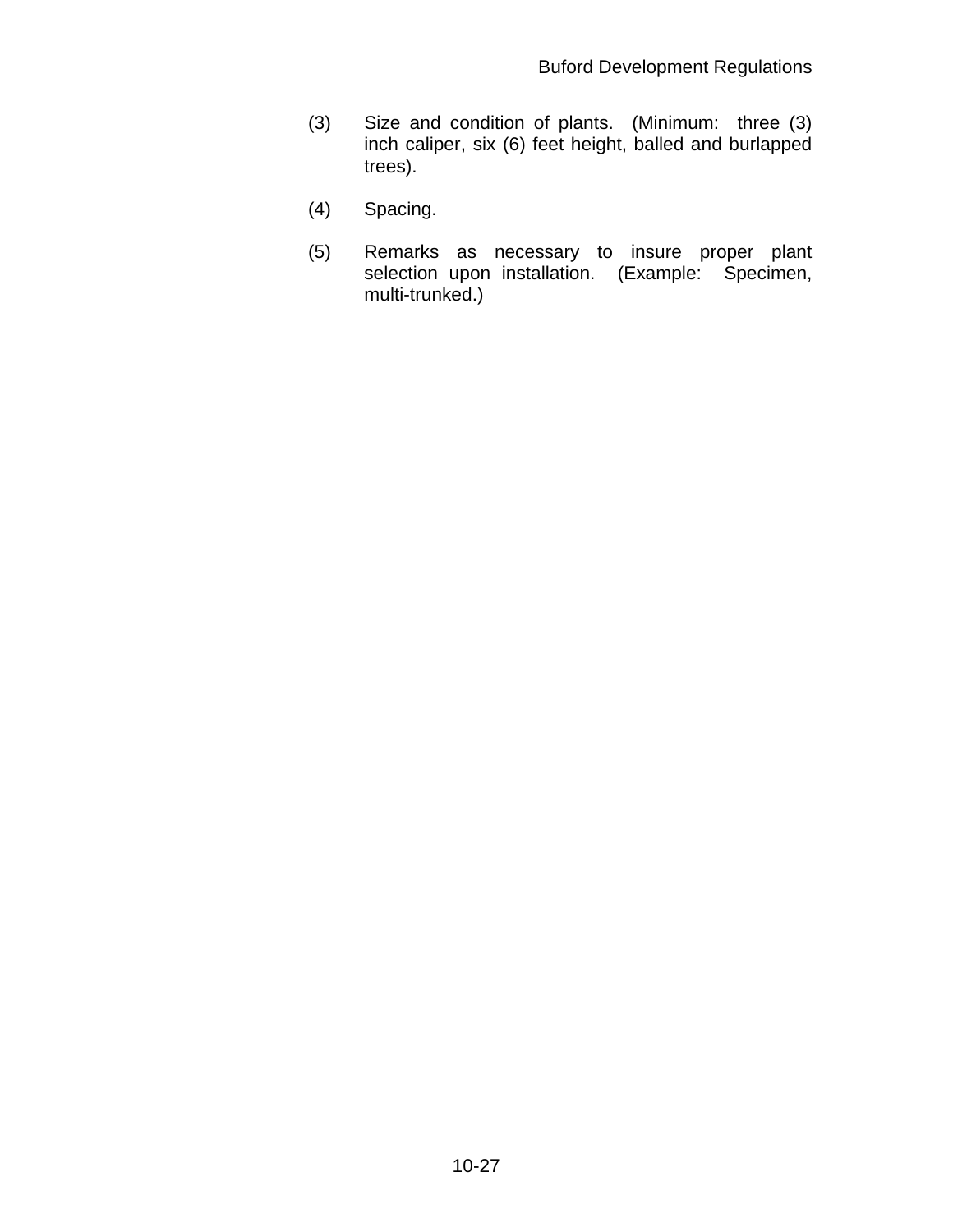(3) Size and condition of plants. (Minimum: three (3) inch caliper, six (6) feet height, balled and burlapped trees).

(4) Spacing.

(5) Remarks as necessary to insure proper plant selection upon installation. (Example: Specimen, multi-trunked.)